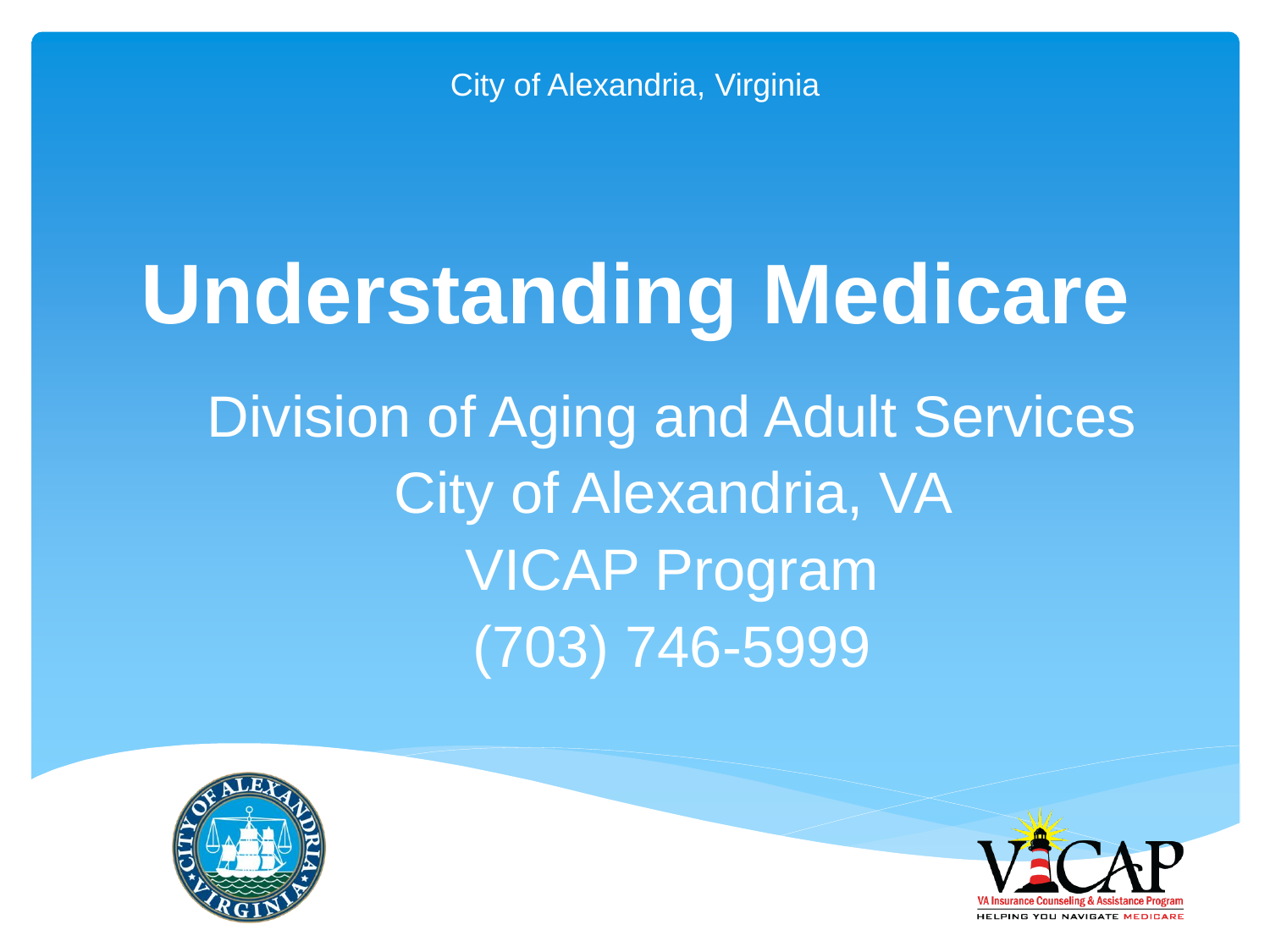City of Alexandria, Virginia

# Understanding Medicare

Division of Aging and Adult Services
City of Alexandria, VA
VICAP Program
(703) 746-5999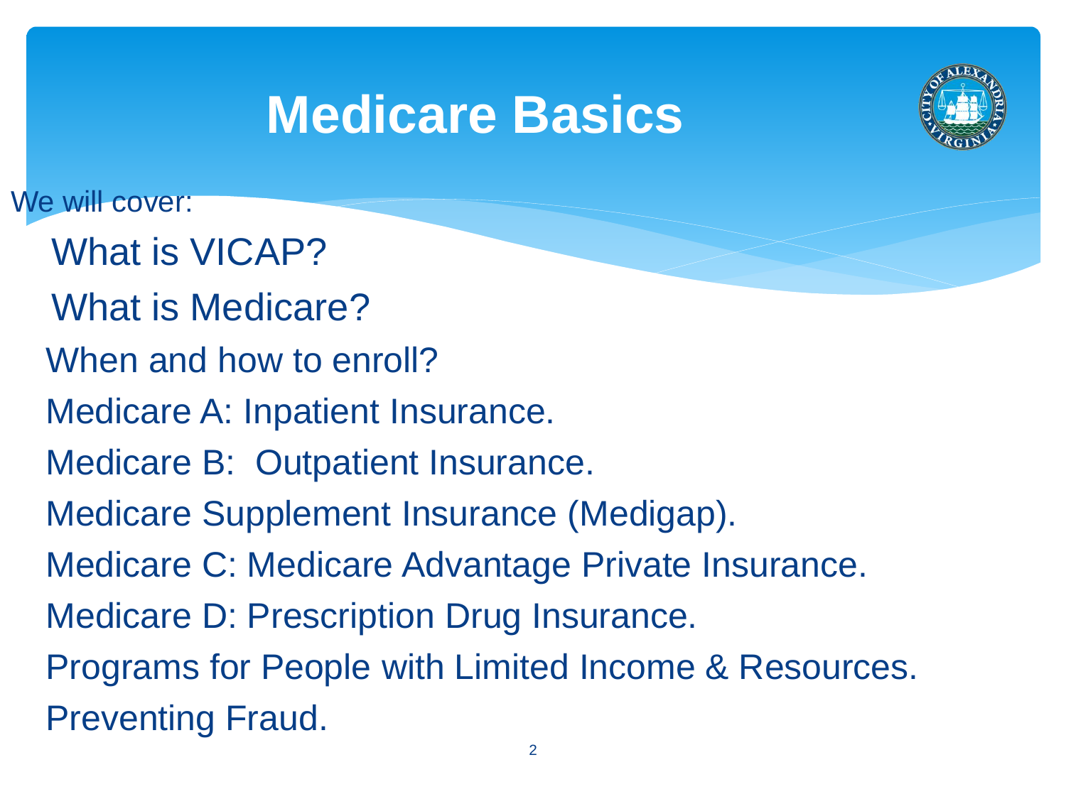# Medicare Basics

We will cover:

- What is VICAP?
- What is Medicare?
- When and how to enroll?
- Medicare A: Inpatient Insurance.
- Medicare B: Outpatient Insurance.
- Medicare Supplement Insurance (Medigap).
- Medicare C: Medicare Advantage Private Insurance.
- Medicare D: Prescription Drug Insurance.
- Programs for People with Limited Income & Resources.
- Preventing Fraud.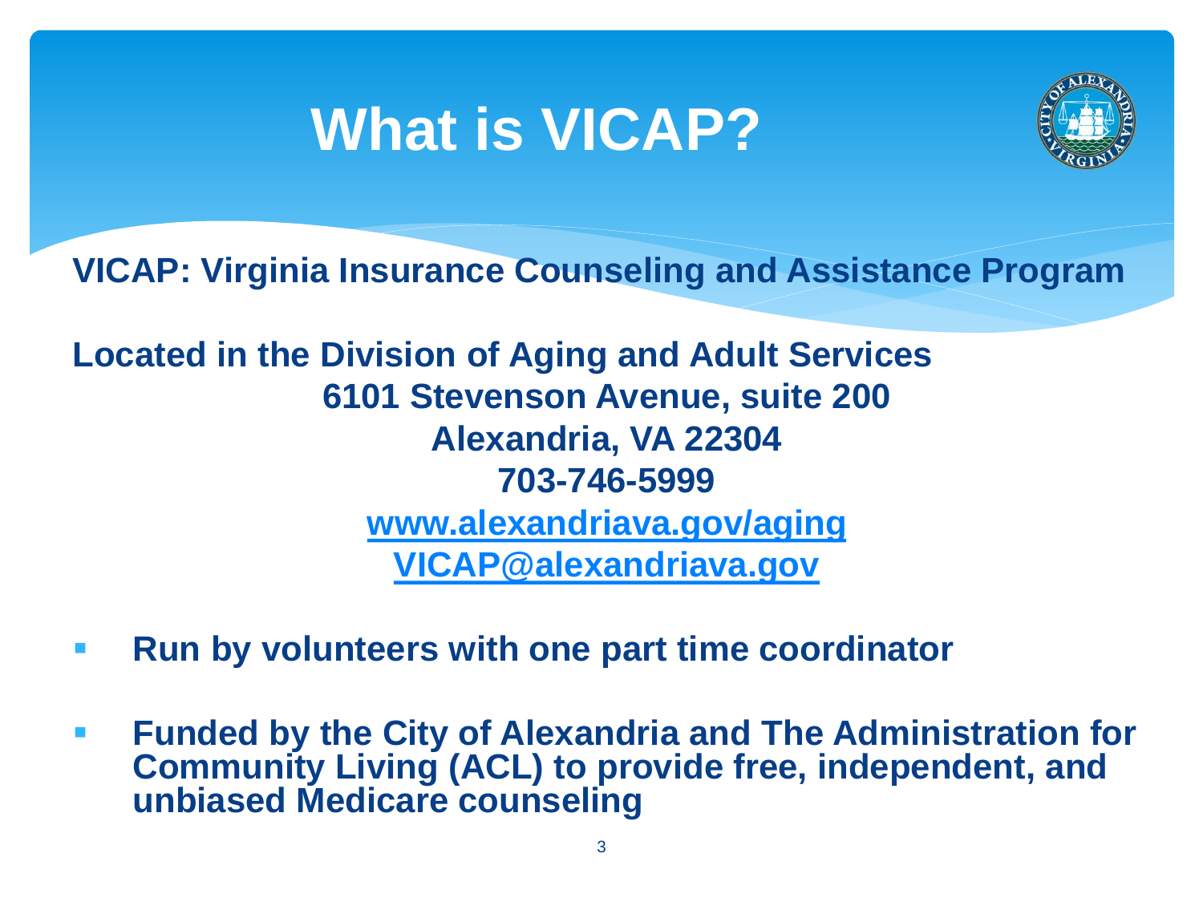# What is VICAP?

**VICAP: Virginia Insurance Counseling and Assistance Program**

**Located in the Division of Aging and Adult Services**

**6101 Stevenson Avenue, suite 200**
**Alexandria, VA 22304**
**703-746-5999**
**[www.alexandriava.gov/aging](http://www.alexandriava.gov/aging)**
**[VICAP@alexandriava.gov](mailto:VICAP@alexandriava.gov)**

- **Run by volunteers with one part time coordinator**
- **Funded by the City of Alexandria and The Administration for Community Living (ACL) to provide free, independent, and unbiased Medicare counseling**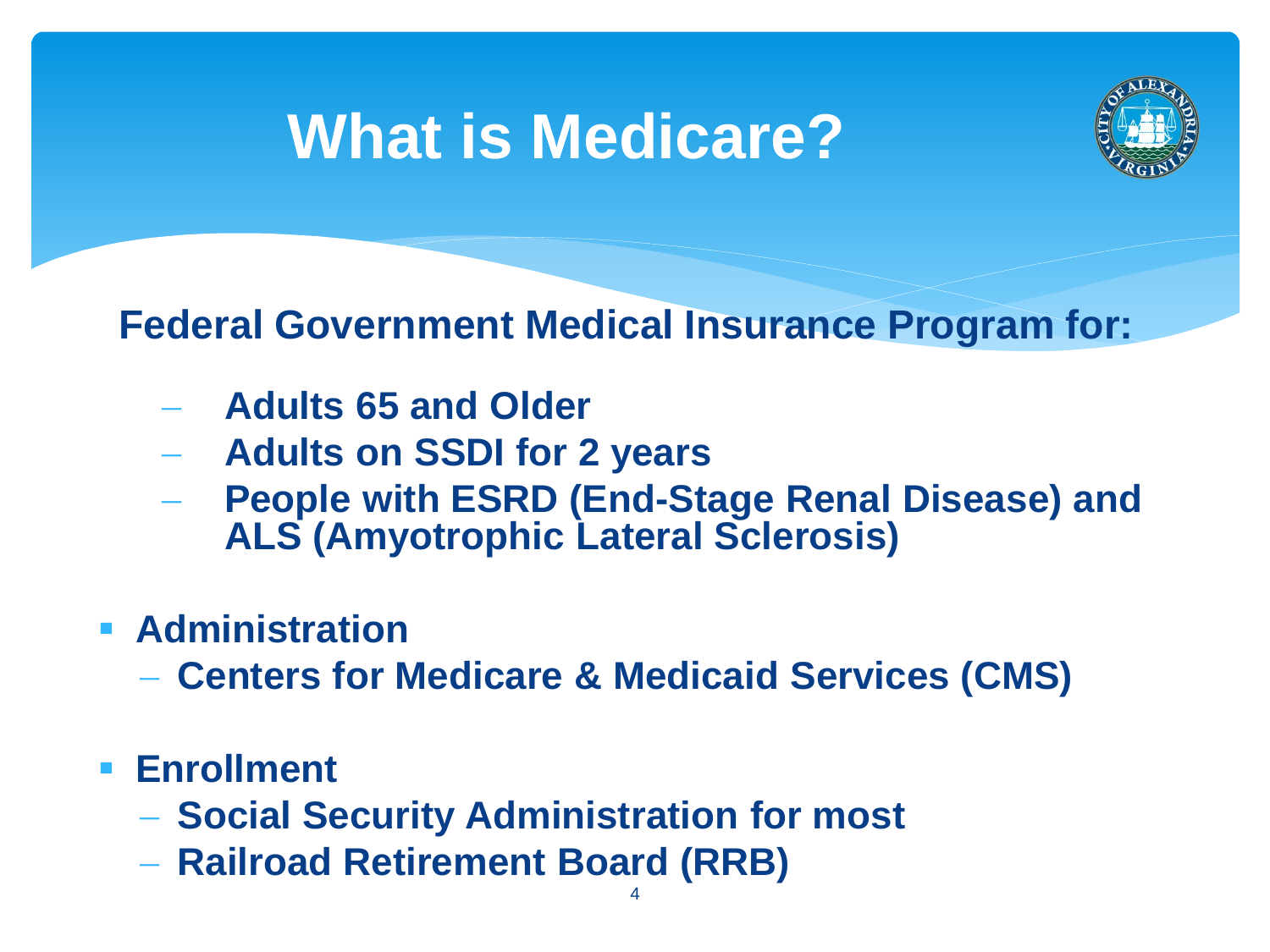# What is Medicare?

**Federal Government Medical Insurance Program for:**

- **Adults 65 and Older**
- **Adults on SSDI for 2 years**
- **People with ESRD (End-Stage Renal Disease) and ALS (Amyotrophic Lateral Sclerosis)**

- **Administration**
  - **Centers for Medicare & Medicaid Services (CMS)**
- **Enrollment**
  - **Social Security Administration for most**
  - **Railroad Retirement Board (RRB)**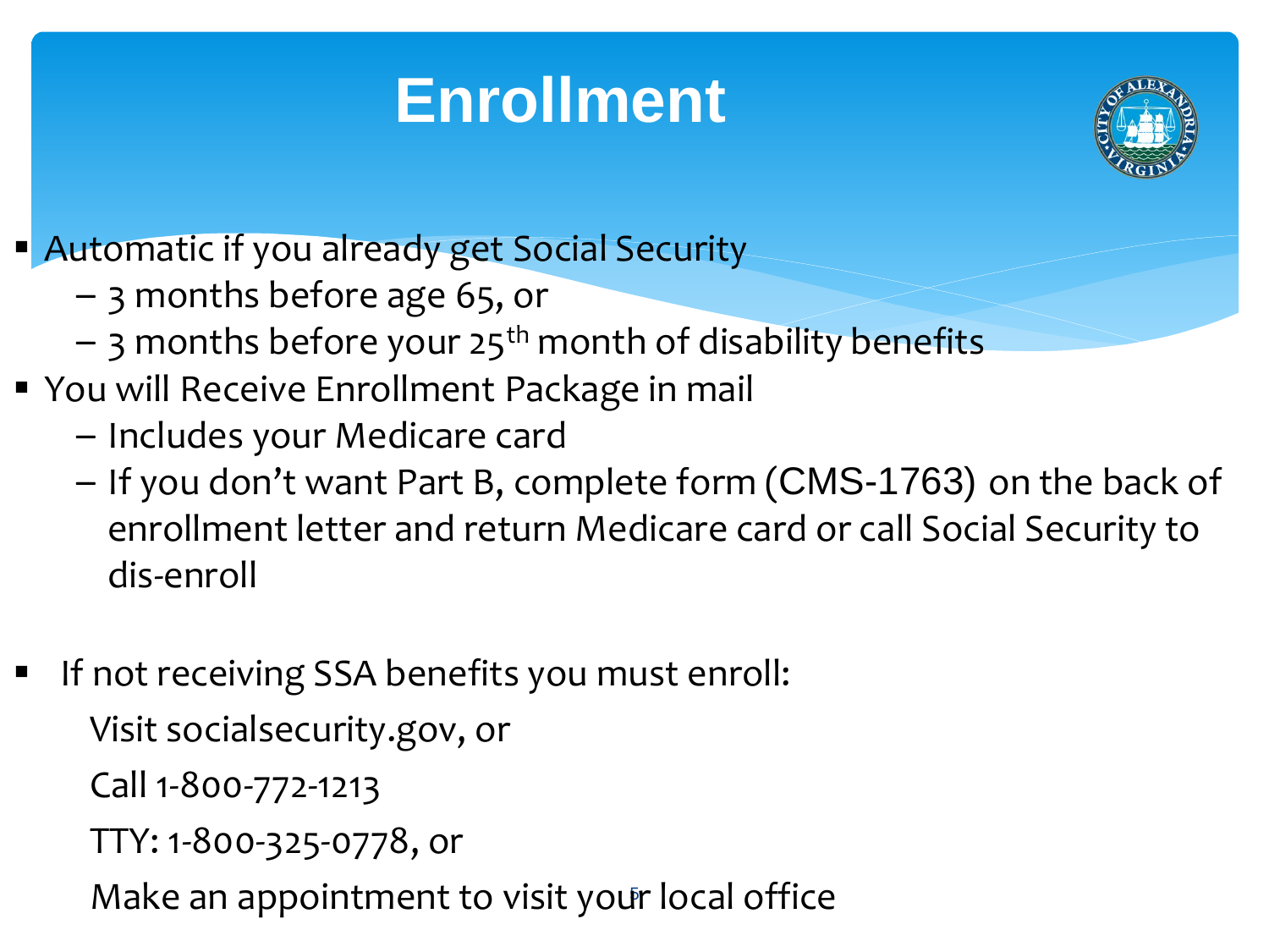# Enrollment

- Automatic if you already get Social Security
  - 3 months before age 65, or
  - 3 months before your 25th month of disability benefits
- You will Receive Enrollment Package in mail
  - Includes your Medicare card
  - If you don't want Part B, complete form (CMS-1763) on the back of enrollment letter and return Medicare card or call Social Security to dis-enroll

- If not receiving SSA benefits you must enroll:

  Visit socialsecurity.gov, or

  Call 1-800-772-1213

  TTY: 1-800-325-0778, or

  Make an appointment to visit your local office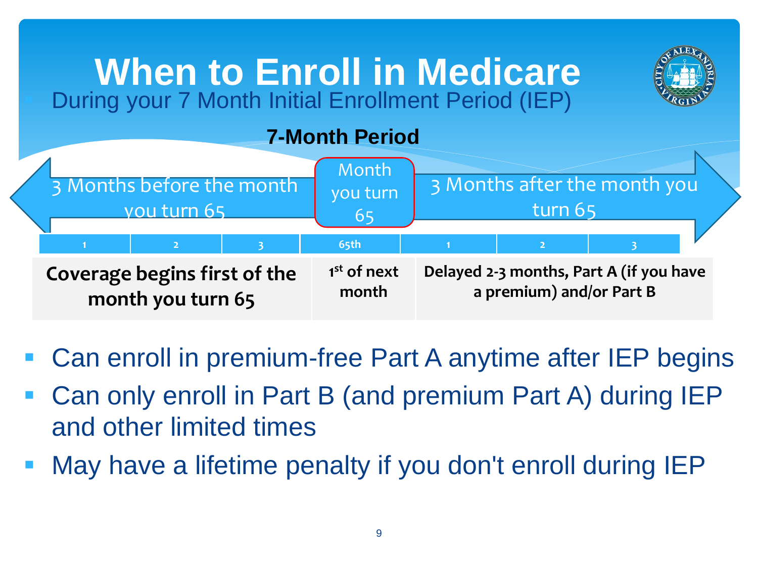# When to Enroll in Medicare

- During your 7 Month Initial Enrollment Period (IEP)

**7-Month Period**

| 3 Months before the month you turn 65 | | | Month you turn 65 | 3 Months after the month you turn 65 | | |
|---|---|---|---|---|---|---|
| 1 | 2 | 3 | 65th | 1 | 2 | 3 |
| **Coverage begins first of the month you turn 65** | | | **1st of next month** | **Delayed 2-3 months, Part A (if you have a premium) and/or Part B** | | |

- Can enroll in premium-free Part A anytime after IEP begins
- Can only enroll in Part B (and premium Part A) during IEP and other limited times
- May have a lifetime penalty if you don't enroll during IEP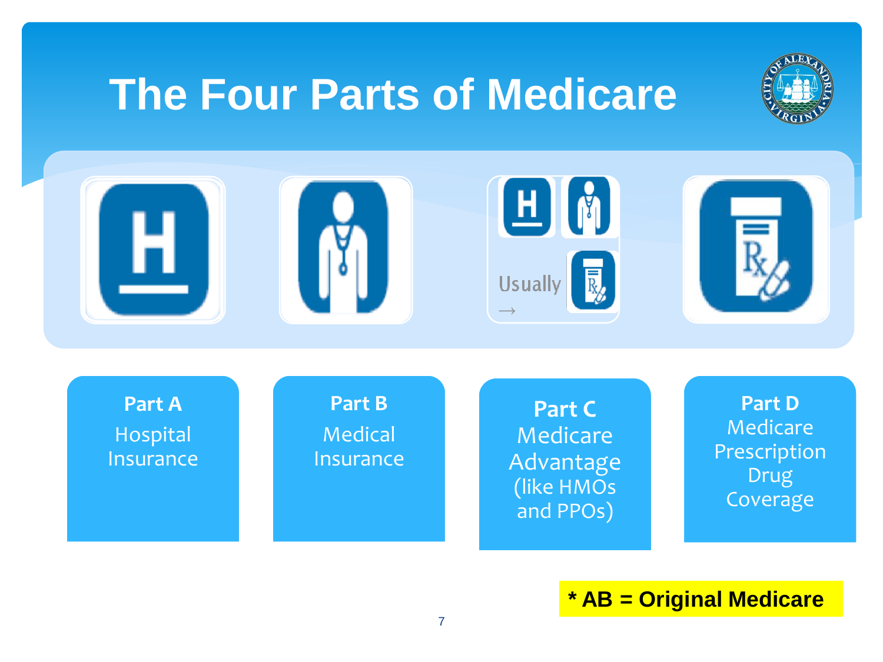# The Four Parts of Medicare

Usually →

**Part A**
Hospital Insurance

**Part B**
Medical Insurance

**Part C**
Medicare Advantage (like HMOs and PPOs)

**Part D**
Medicare Prescription Drug Coverage

**\* AB = Original Medicare**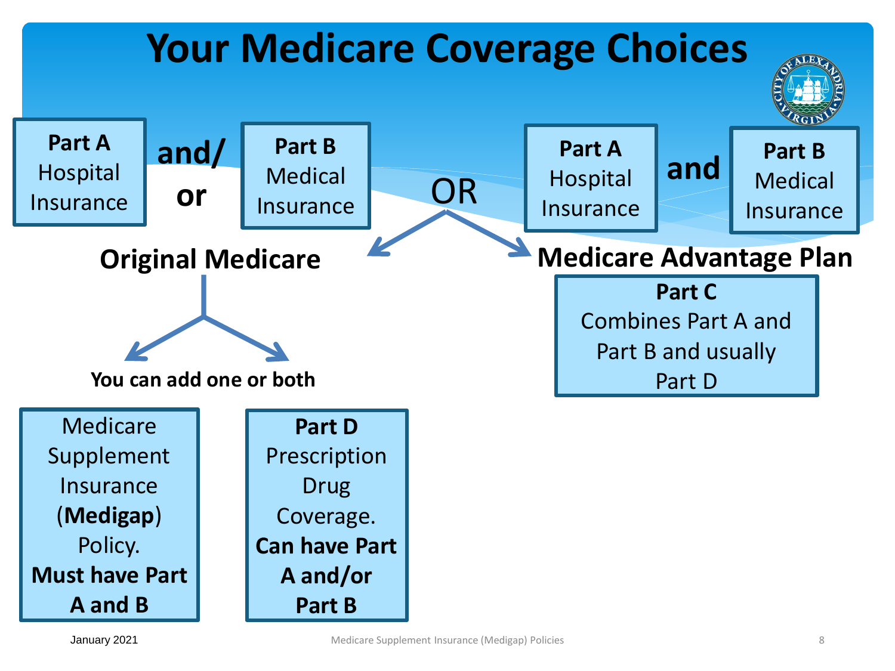# Your Medicare Coverage Choices

**Part A** Hospital Insurance **and/or** **Part B** Medical Insurance

## Original Medicare

You can add one or both

- Medicare Supplement Insurance (**Medigap**) Policy. **Must have Part A and B**
- **Part D** Prescription Drug Coverage. **Can have Part A and/or Part B**

OR

**Part A** Hospital Insurance **and** **Part B** Medical Insurance

## Medicare Advantage Plan

**Part C**
Combines Part A and Part B and usually Part D

January 2021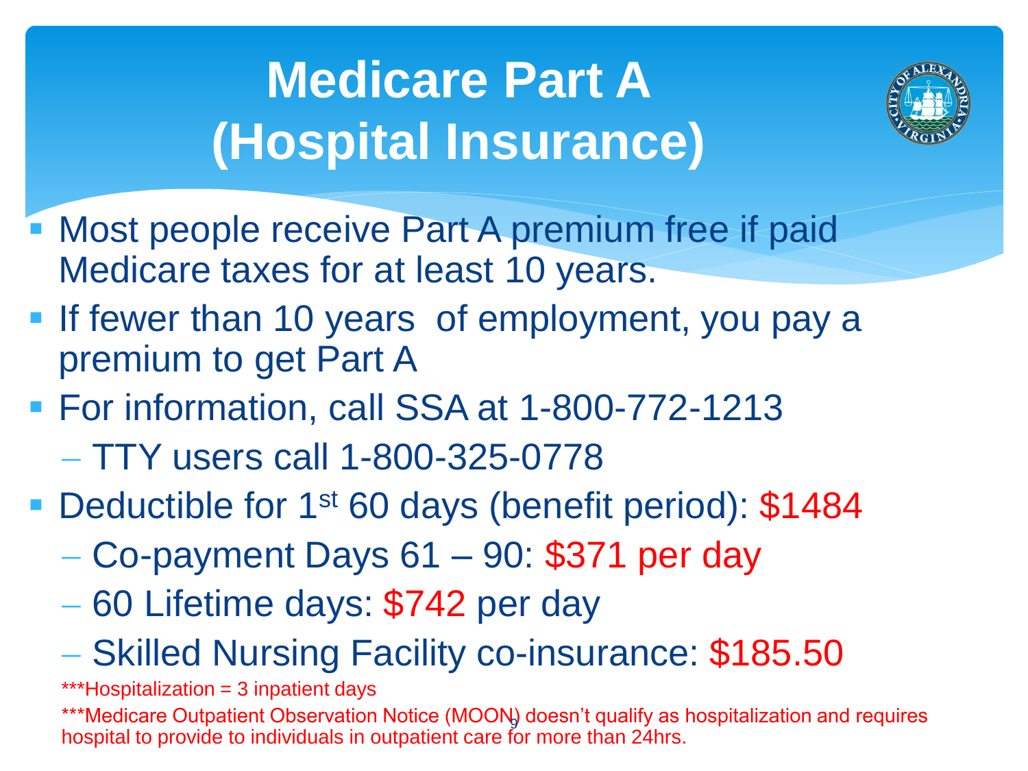# Medicare Part A (Hospital Insurance)

- Most people receive Part A premium free if paid Medicare taxes for at least 10 years.
- If fewer than 10 years of employment, you pay a premium to get Part A
- For information, call SSA at 1-800-772-1213
  - TTY users call 1-800-325-0778
- Deductible for 1st 60 days (benefit period): $1484
  - Co-payment Days 61 – 90: $371 per day
  - 60 Lifetime days: $742 per day
  - Skilled Nursing Facility co-insurance: $185.50

***Hospitalization = 3 inpatient days

***Medicare Outpatient Observation Notice (MOON) doesn't qualify as hospitalization and requires hospital to provide to individuals in outpatient care for more than 24hrs.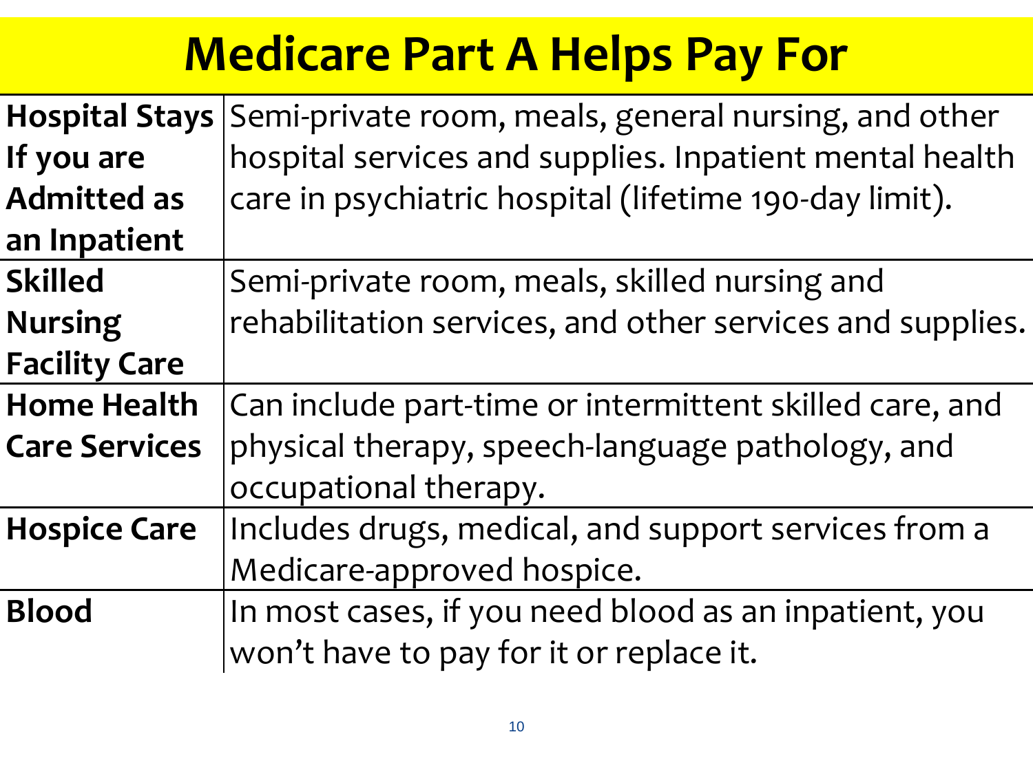# Medicare Part A Helps Pay For

| | |
|---|---|
| **Hospital Stays If you are Admitted as an Inpatient** | Semi-private room, meals, general nursing, and other hospital services and supplies. Inpatient mental health care in psychiatric hospital (lifetime 190-day limit). |
| **Skilled Nursing Facility Care** | Semi-private room, meals, skilled nursing and rehabilitation services, and other services and supplies. |
| **Home Health Care Services** | Can include part-time or intermittent skilled care, and physical therapy, speech-language pathology, and occupational therapy. |
| **Hospice Care** | Includes drugs, medical, and support services from a Medicare-approved hospice. |
| **Blood** | In most cases, if you need blood as an inpatient, you won't have to pay for it or replace it. |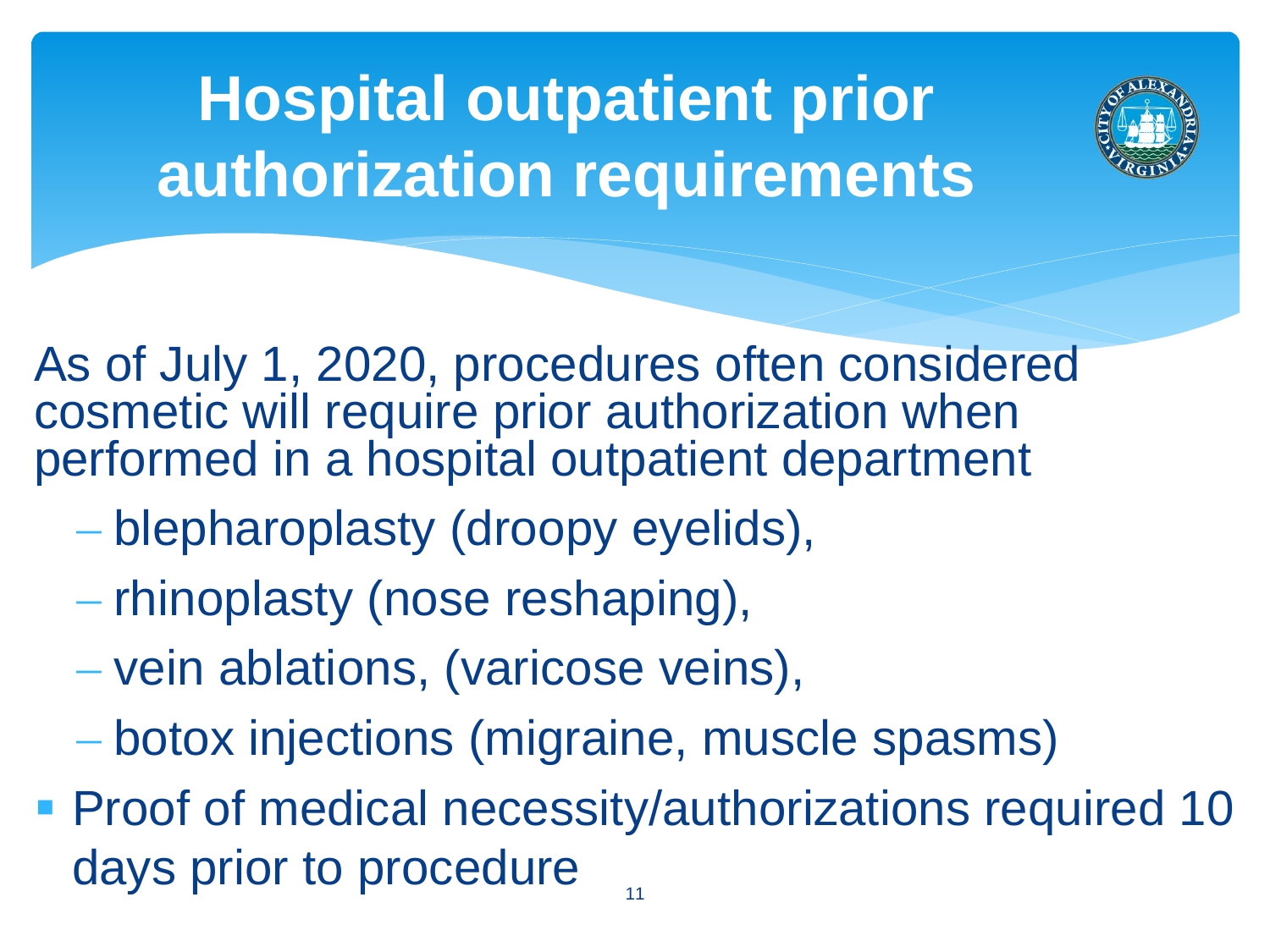# Hospital outpatient prior authorization requirements

As of July 1, 2020, procedures often considered cosmetic will require prior authorization when performed in a hospital outpatient department

- blepharoplasty (droopy eyelids),
- rhinoplasty (nose reshaping),
- vein ablations, (varicose veins),
- botox injections (migraine, muscle spasms)

- Proof of medical necessity/authorizations required 10 days prior to procedure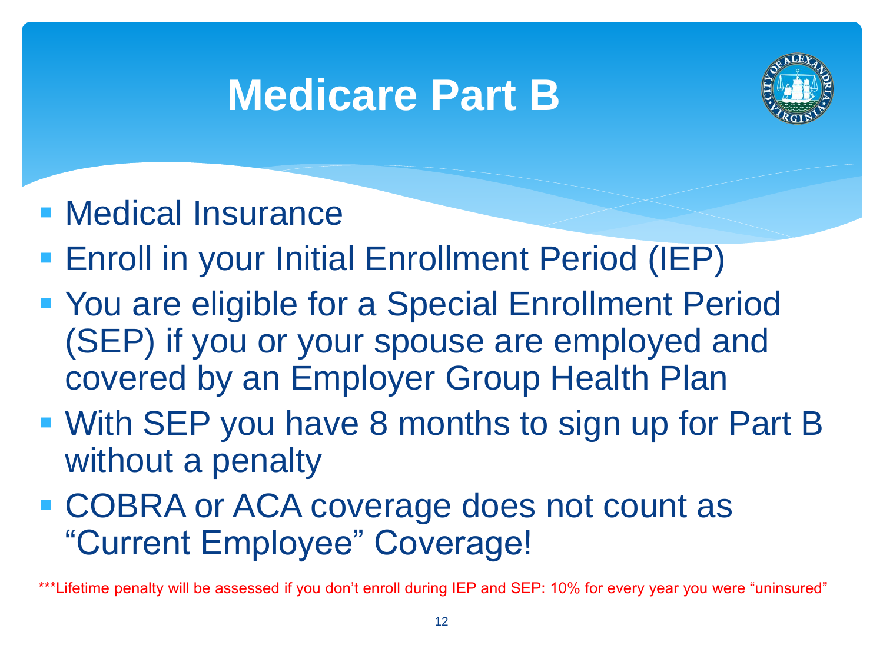# Medicare Part B

- Medical Insurance
- Enroll in your Initial Enrollment Period (IEP)
- You are eligible for a Special Enrollment Period (SEP) if you or your spouse are employed and covered by an Employer Group Health Plan
- With SEP you have 8 months to sign up for Part B without a penalty
- COBRA or ACA coverage does not count as "Current Employee" Coverage!

***Lifetime penalty will be assessed if you don't enroll during IEP and SEP: 10% for every year you were "uninsured"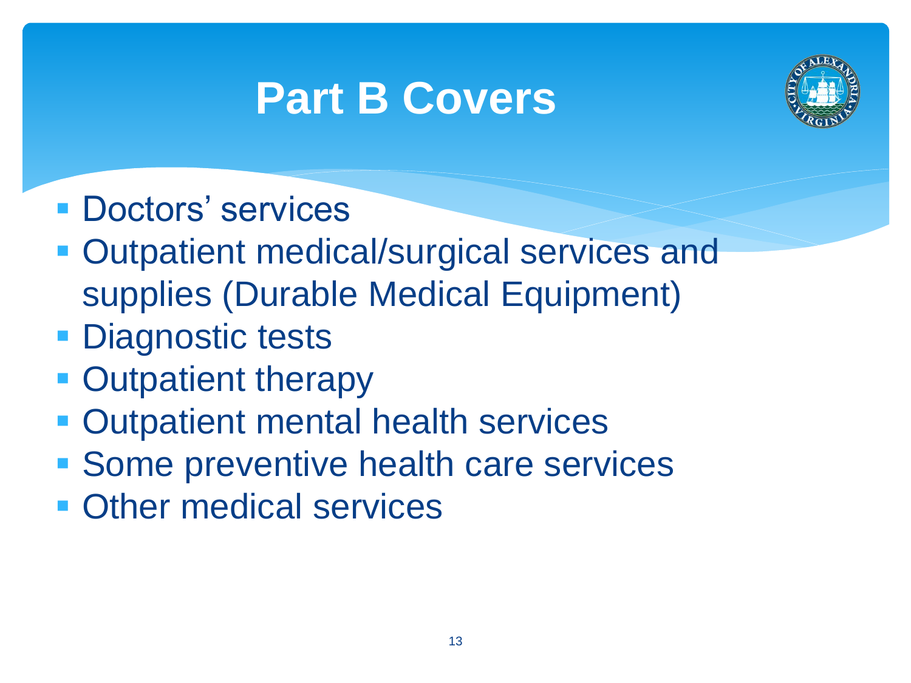# Part B Covers

- Doctors' services
- Outpatient medical/surgical services and supplies (Durable Medical Equipment)
- Diagnostic tests
- Outpatient therapy
- Outpatient mental health services
- Some preventive health care services
- Other medical services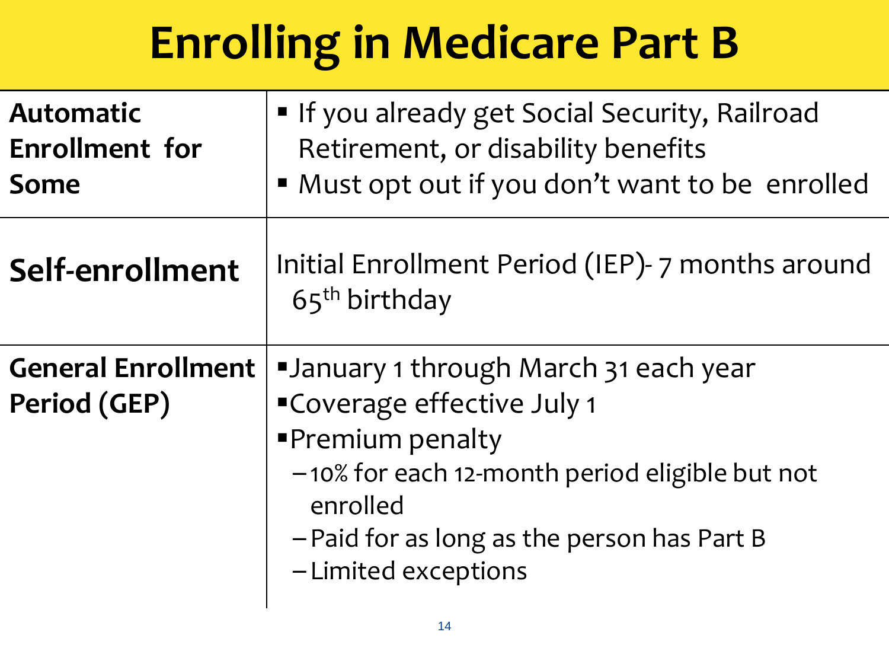# Enrolling in Medicare Part B

| | |
|---|---|
| **Automatic Enrollment for Some** | ▪ If you already get Social Security, Railroad Retirement, or disability benefits<br>▪ Must opt out if you don't want to be enrolled |
| **Self-enrollment** | Initial Enrollment Period (IEP)- 7 months around 65th birthday |
| **General Enrollment Period (GEP)** | ▪ January 1 through March 31 each year<br>▪ Coverage effective July 1<br>▪ Premium penalty<br>– 10% for each 12-month period eligible but not enrolled<br>– Paid for as long as the person has Part B<br>– Limited exceptions |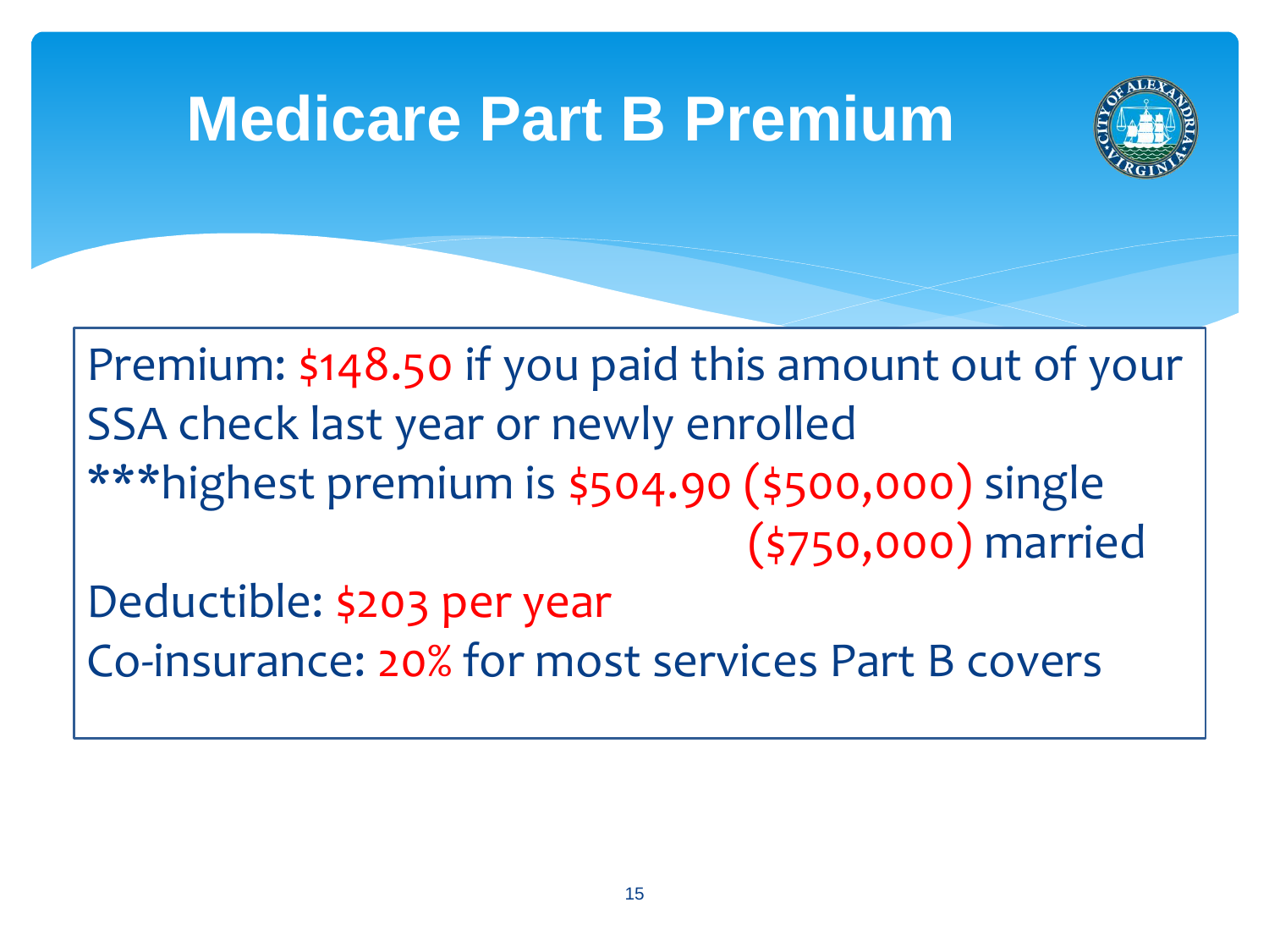# Medicare Part B Premium

Premium: $148.50 if you paid this amount out of your SSA check last year or newly enrolled

***highest premium is $504.90 ($500,000) single
($750,000) married

Deductible: $203 per year

Co-insurance: 20% for most services Part B covers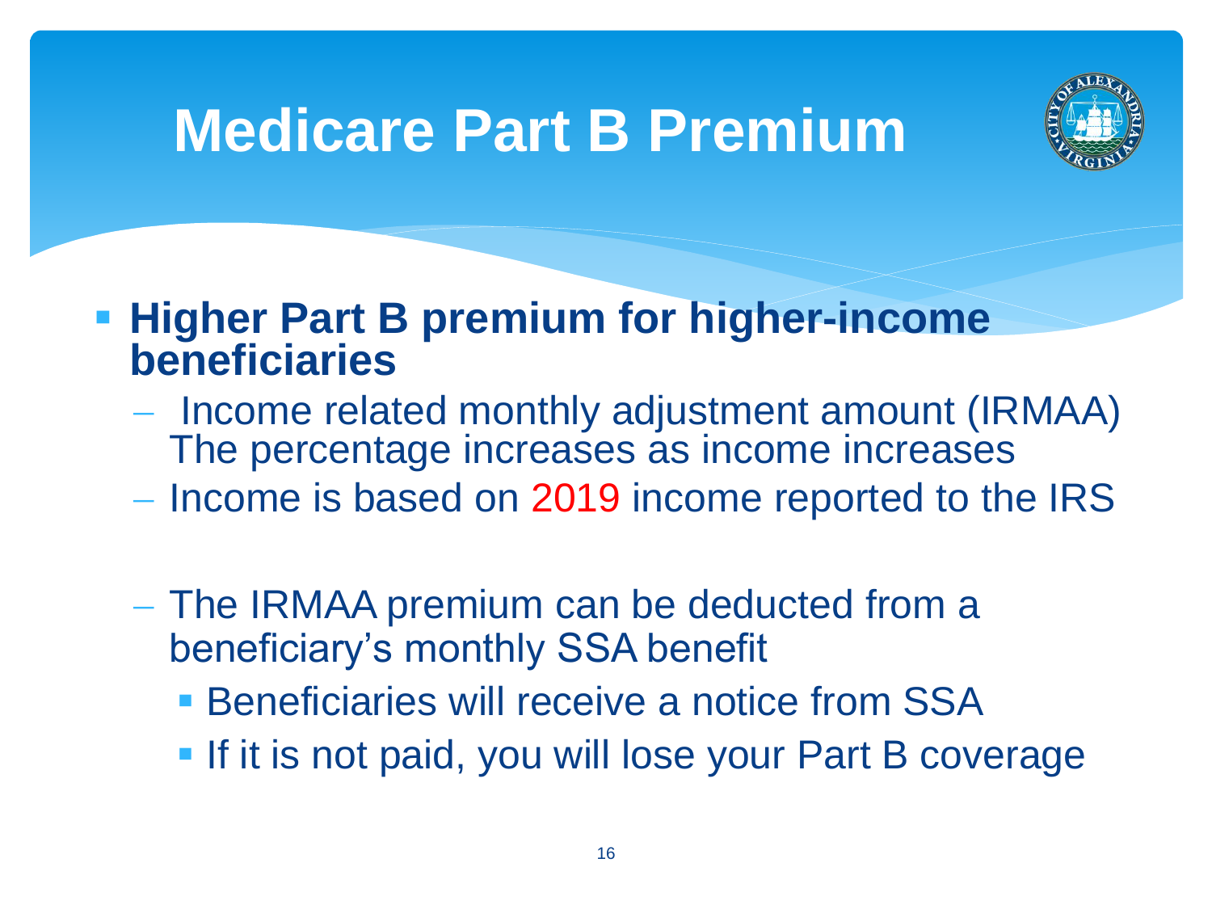# Medicare Part B Premium

- **Higher Part B premium for higher-income beneficiaries**
  - Income related monthly adjustment amount (IRMAA) The percentage increases as income increases
  - Income is based on 2019 income reported to the IRS
  - The IRMAA premium can be deducted from a beneficiary's monthly SSA benefit
    - Beneficiaries will receive a notice from SSA
    - If it is not paid, you will lose your Part B coverage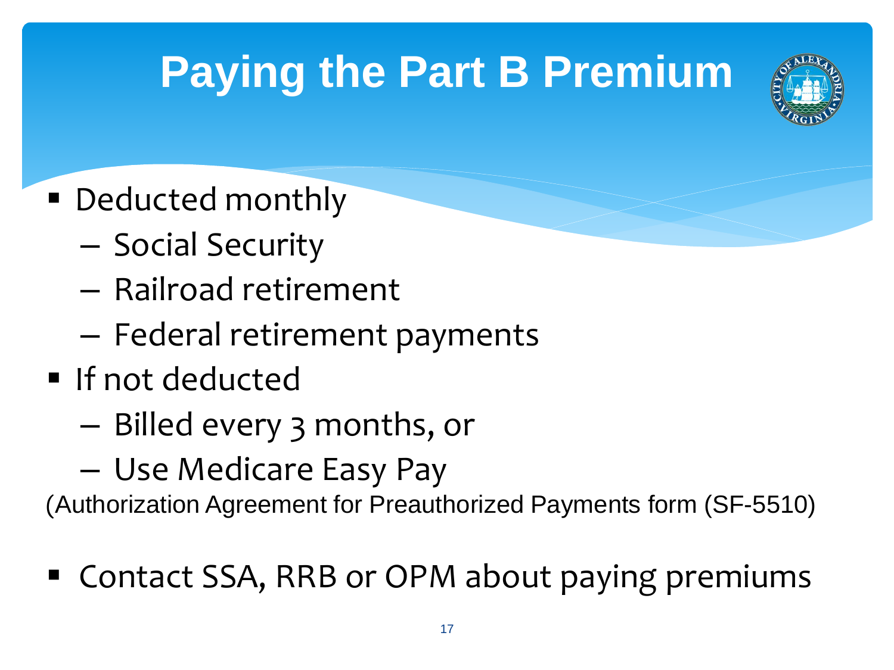# Paying the Part B Premium

- Deducted monthly
  - Social Security
  - Railroad retirement
  - Federal retirement payments
- If not deducted
  - Billed every 3 months, or
  - Use Medicare Easy Pay

(Authorization Agreement for Preauthorized Payments form (SF-5510)

- Contact SSA, RRB or OPM about paying premiums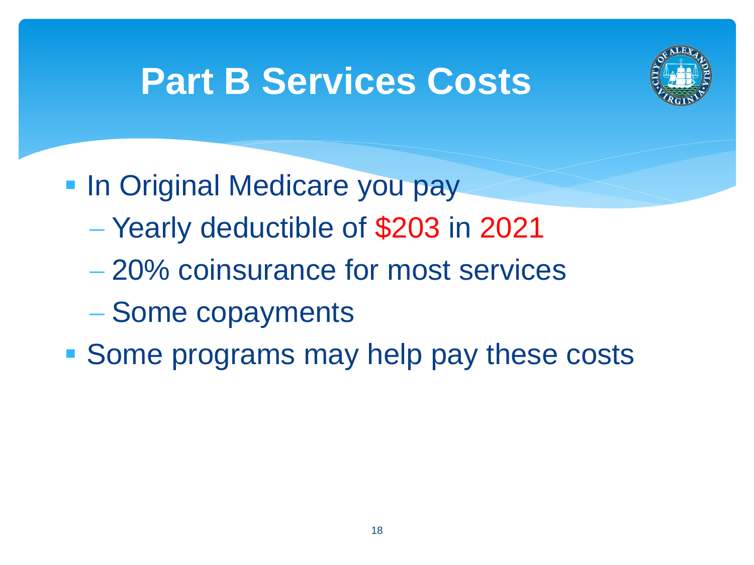# Part B Services Costs

- In Original Medicare you pay
  - Yearly deductible of $203 in 2021
  - 20% coinsurance for most services
  - Some copayments
- Some programs may help pay these costs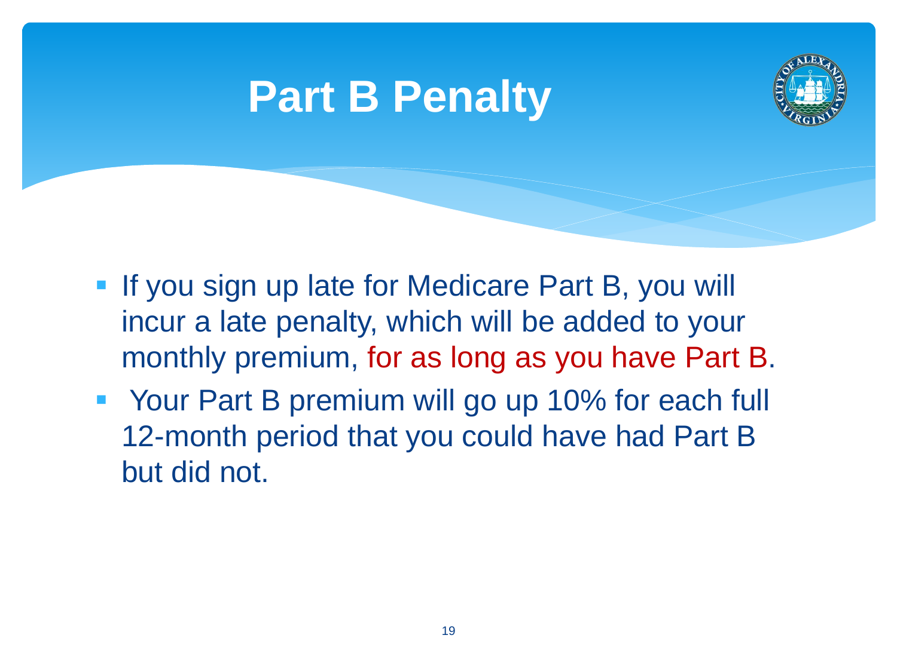# Part B Penalty

- If you sign up late for Medicare Part B, you will incur a late penalty, which will be added to your monthly premium, for as long as you have Part B.
- Your Part B premium will go up 10% for each full 12-month period that you could have had Part B but did not.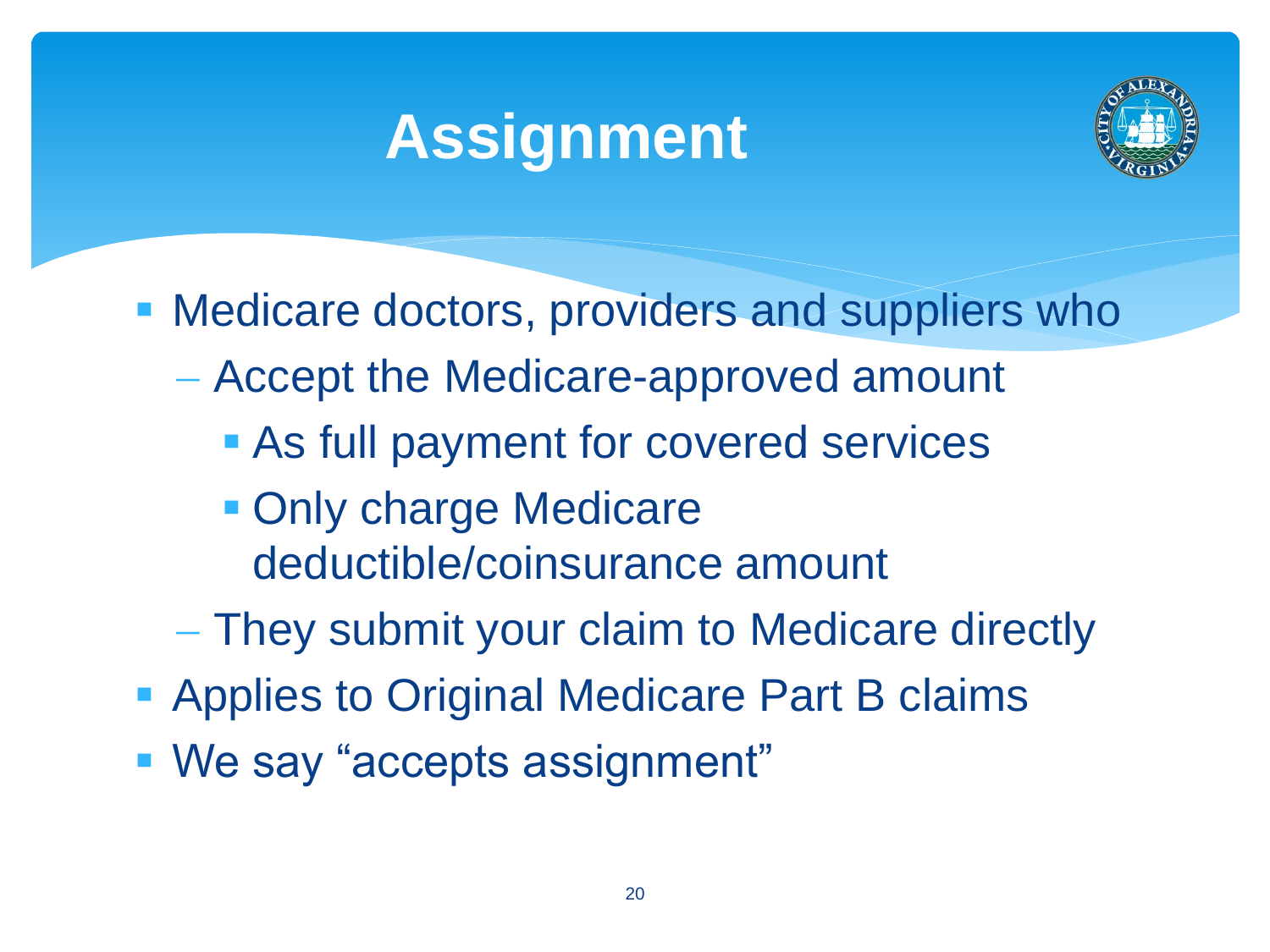# Assignment

- Medicare doctors, providers and suppliers who
  - Accept the Medicare-approved amount
    - As full payment for covered services
    - Only charge Medicare deductible/coinsurance amount
  - They submit your claim to Medicare directly
- Applies to Original Medicare Part B claims
- We say "accepts assignment"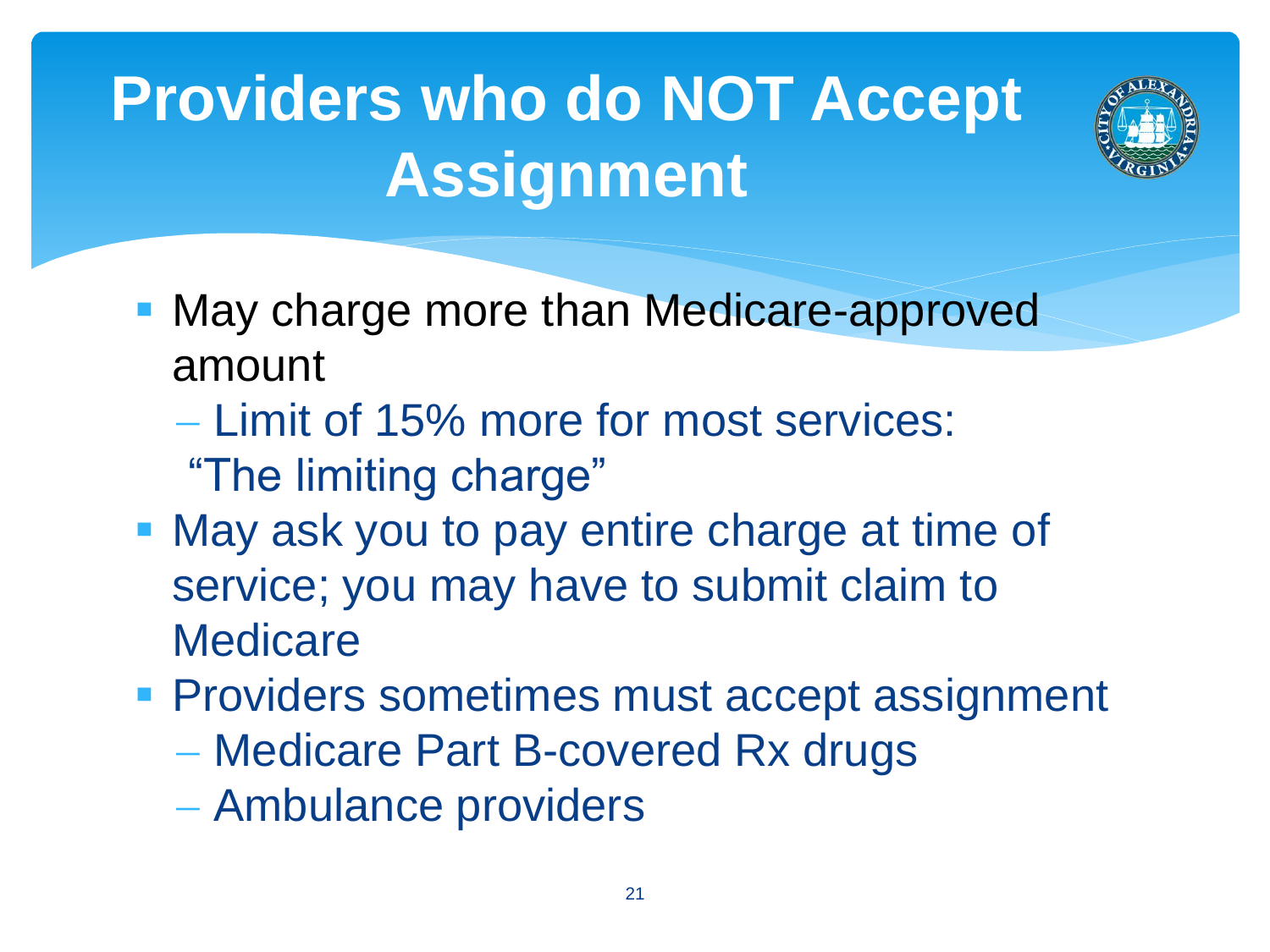# Providers who do NOT Accept Assignment

- May charge more than Medicare-approved amount
  - Limit of 15% more for most services: "The limiting charge"
- May ask you to pay entire charge at time of service; you may have to submit claim to Medicare
- Providers sometimes must accept assignment
  - Medicare Part B-covered Rx drugs
  - Ambulance providers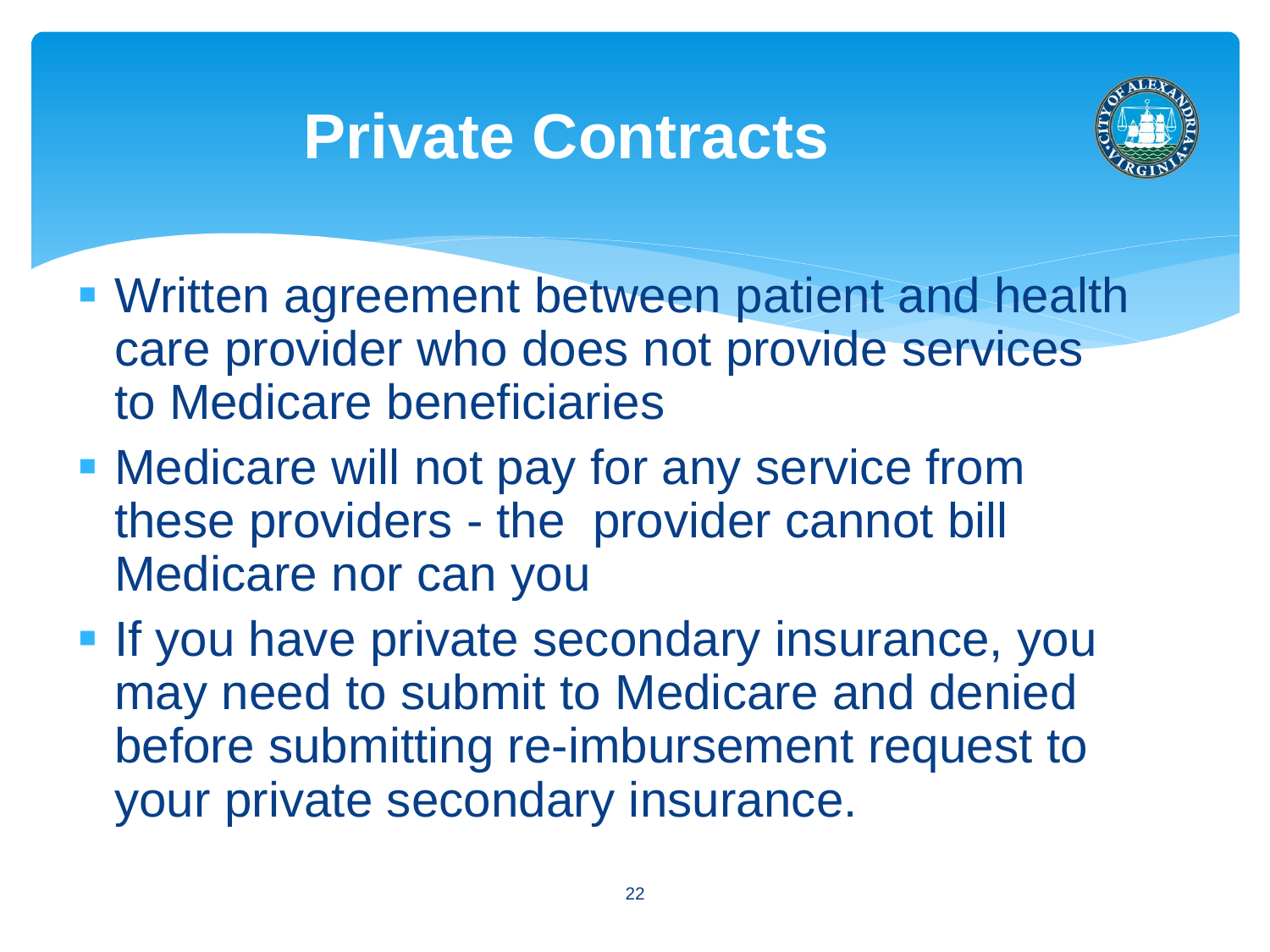# Private Contracts

- Written agreement between patient and health care provider who does not provide services to Medicare beneficiaries
- Medicare will not pay for any service from these providers - the provider cannot bill Medicare nor can you
- If you have private secondary insurance, you may need to submit to Medicare and denied before submitting re-imbursement request to your private secondary insurance.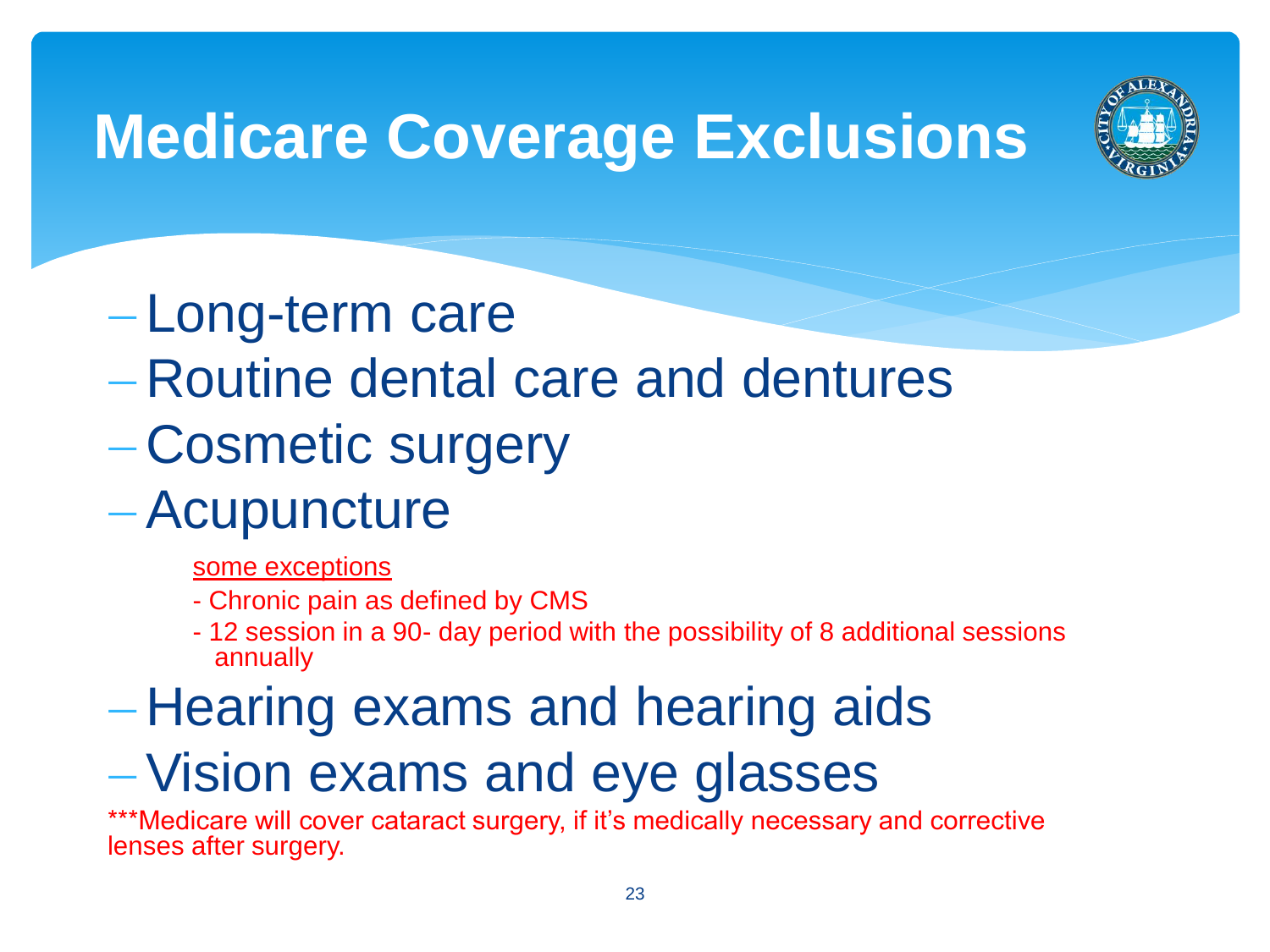# Medicare Coverage Exclusions

- Long-term care
- Routine dental care and dentures
- Cosmetic surgery
- Acupuncture

  some exceptions

  - Chronic pain as defined by CMS
  - 12 session in a 90- day period with the possibility of 8 additional sessions annually

- Hearing exams and hearing aids
- Vision exams and eye glasses

***Medicare will cover cataract surgery, if it's medically necessary and corrective lenses after surgery.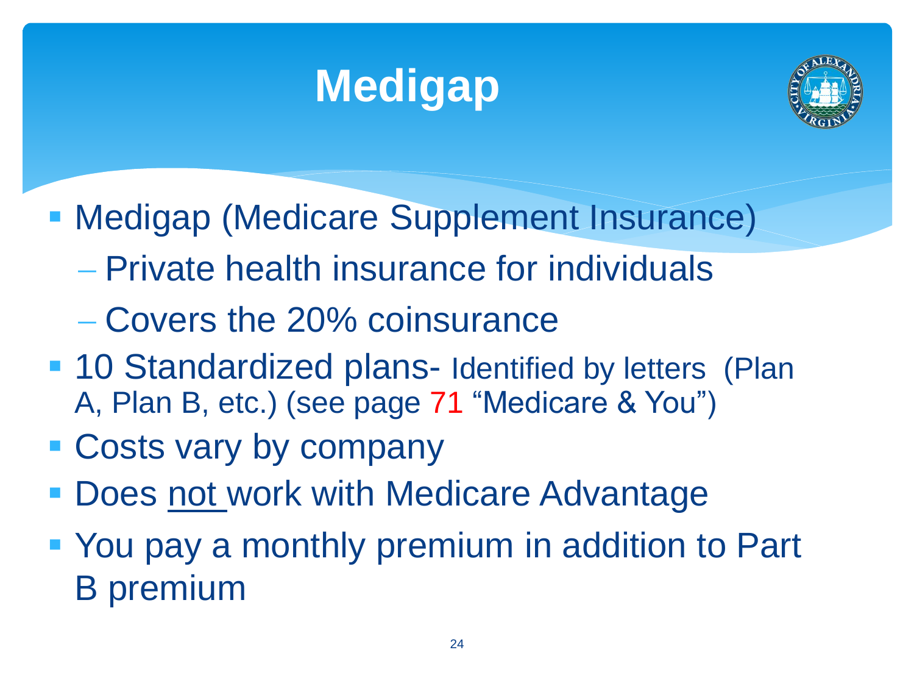# Medigap

- Medigap (Medicare Supplement Insurance)
  - Private health insurance for individuals
  - Covers the 20% coinsurance
- 10 Standardized plans- Identified by letters (Plan A, Plan B, etc.) (see page 71 "Medicare & You")
- Costs vary by company
- Does not work with Medicare Advantage
- You pay a monthly premium in addition to Part B premium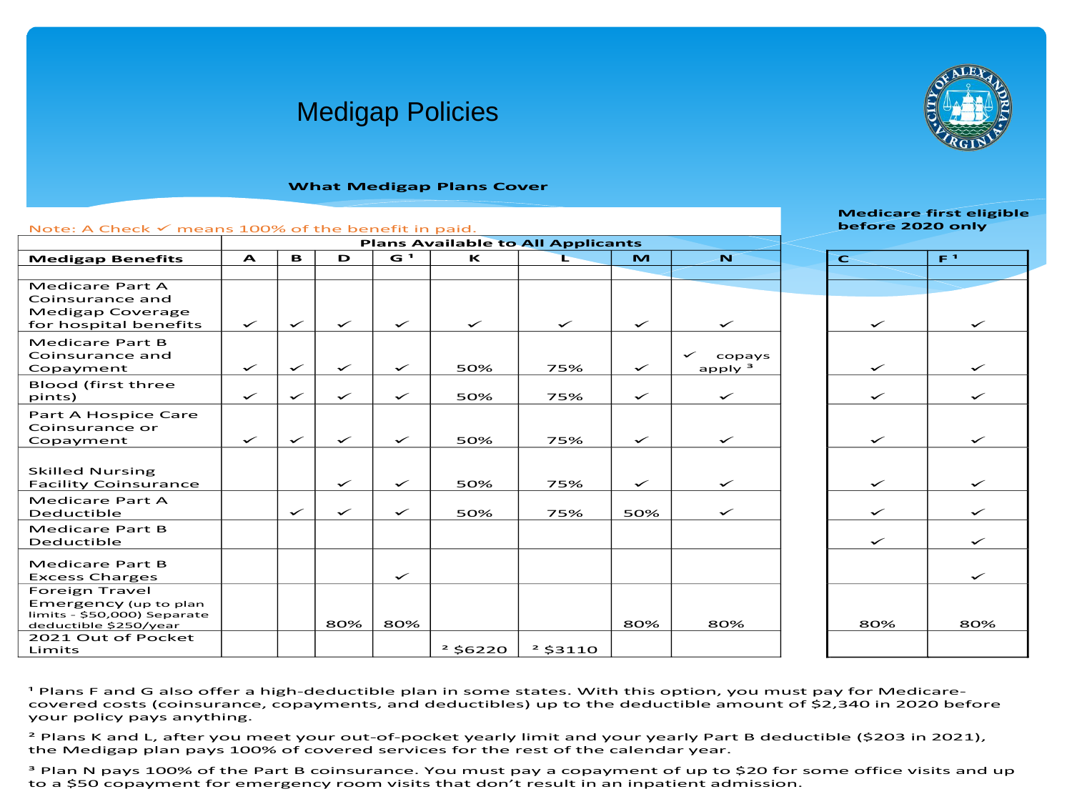# Medigap Policies

**What Medigap Plans Cover**

Note: A Check ✓ means 100% of the benefit in paid.

| | Plans Available to All Applicants | | | | | | | | Medicare first eligible before 2020 only | |
|---|---|---|---|---|---|---|---|---|---|---|
| **Medigap Benefits** | **A** | **B** | **D** | **G** [1] | **K** | **L** | **M** | **N** | **C** | **F** [1] |
| Medicare Part A Coinsurance and Medigap Coverage for hospital benefits | ✓ | ✓ | ✓ | ✓ | ✓ | ✓ | ✓ | ✓ | ✓ | ✓ |
| Medicare Part B Coinsurance and Copayment | ✓ | ✓ | ✓ | ✓ | 50% | 75% | ✓ | ✓ copays apply [3] | ✓ | ✓ |
| Blood (first three pints) | ✓ | ✓ | ✓ | ✓ | 50% | 75% | ✓ | ✓ | ✓ | ✓ |
| Part A Hospice Care Coinsurance or Copayment | ✓ | ✓ | ✓ | ✓ | 50% | 75% | ✓ | ✓ | ✓ | ✓ |
| Skilled Nursing Facility Coinsurance | | | ✓ | ✓ | 50% | 75% | ✓ | ✓ | ✓ | ✓ |
| Medicare Part A Deductible | | ✓ | ✓ | ✓ | 50% | 75% | 50% | ✓ | ✓ | ✓ |
| Medicare Part B Deductible | | | | | | | | | ✓ | ✓ |
| Medicare Part B Excess Charges | | | | ✓ | | | | | | ✓ |
| Foreign Travel Emergency (up to plan limits - $50,000) Separate deductible $250/year | | | 80% | 80% | | | 80% | 80% | 80% | 80% |
| 2021 Out of Pocket Limits | | | | | [2] $6220 | [2] $3110 | | | | |

[1] Plans F and G also offer a high-deductible plan in some states. With this option, you must pay for Medicare-covered costs (coinsurance, copayments, and deductibles) up to the deductible amount of $2,340 in 2020 before your policy pays anything.

[2] Plans K and L, after you meet your out-of-pocket yearly limit and your yearly Part B deductible ($203 in 2021), the Medigap plan pays 100% of covered services for the rest of the calendar year.

[3] Plan N pays 100% of the Part B coinsurance. You must pay a copayment of up to $20 for some office visits and up to a $50 copayment for emergency room visits that don't result in an inpatient admission.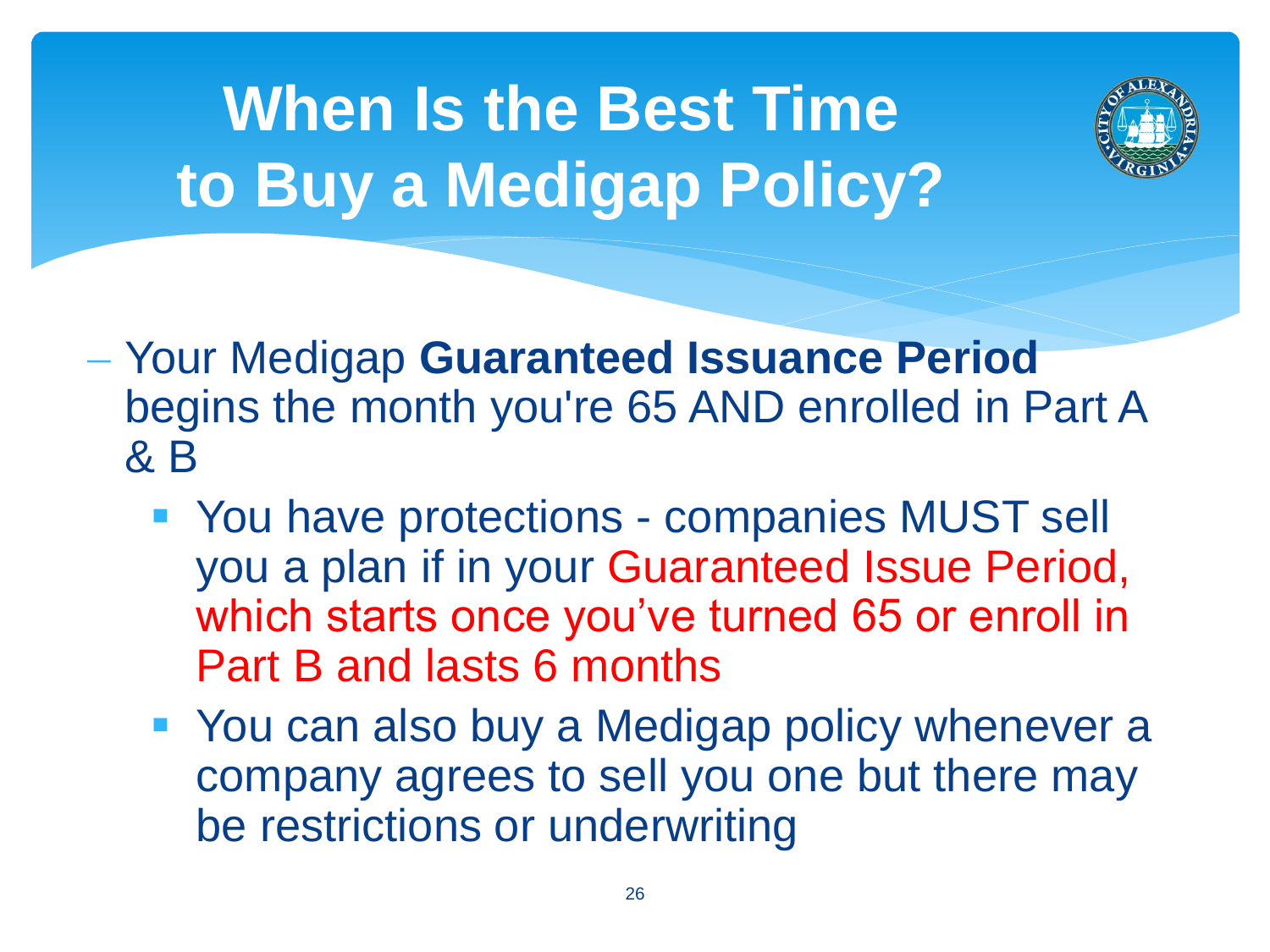# When Is the Best Time to Buy a Medigap Policy?

- Your Medigap **Guaranteed Issuance Period** begins the month you're 65 AND enrolled in Part A & B
  - You have protections - companies MUST sell you a plan if in your Guaranteed Issue Period, which starts once you've turned 65 or enroll in Part B and lasts 6 months
  - You can also buy a Medigap policy whenever a company agrees to sell you one but there may be restrictions or underwriting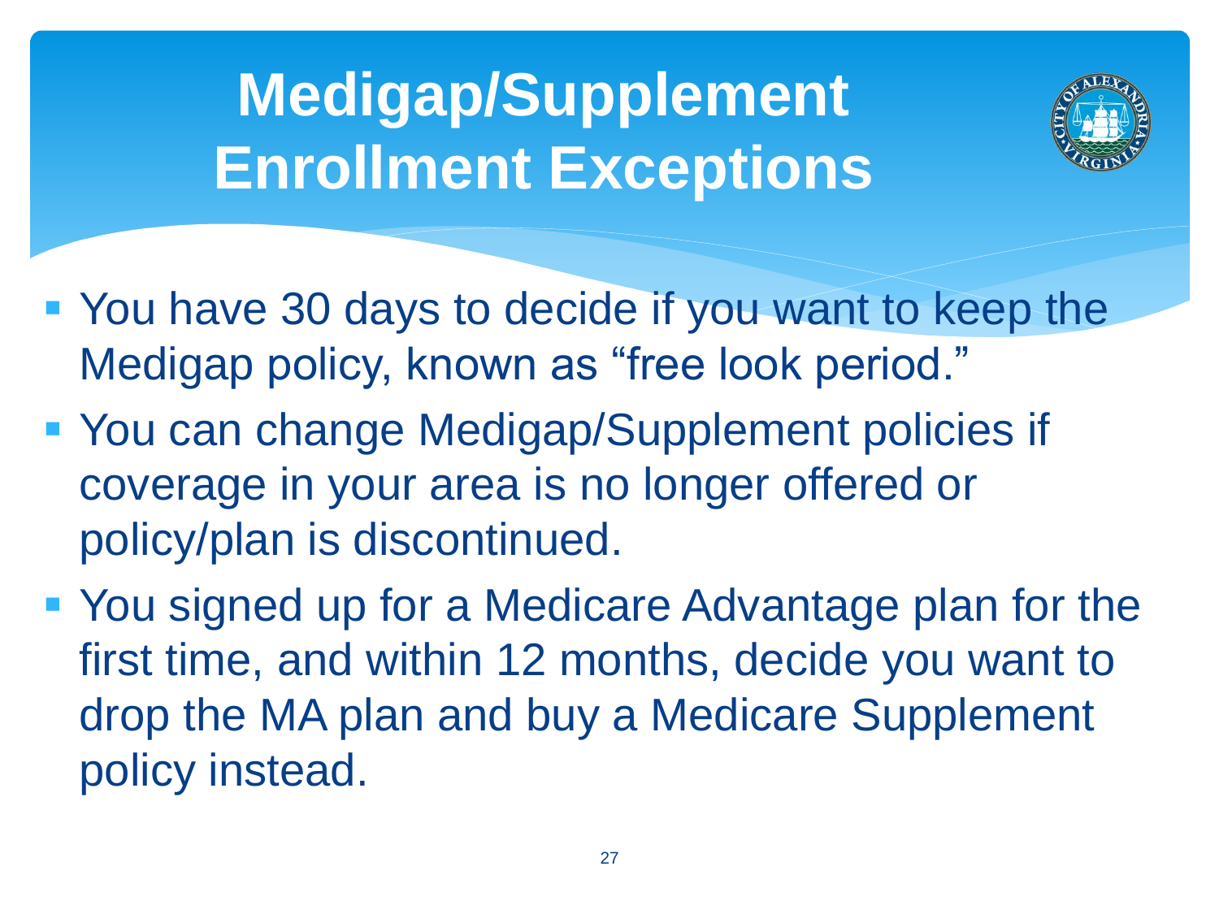# Medigap/Supplement Enrollment Exceptions

- You have 30 days to decide if you want to keep the Medigap policy, known as "free look period."
- You can change Medigap/Supplement policies if coverage in your area is no longer offered or policy/plan is discontinued.
- You signed up for a Medicare Advantage plan for the first time, and within 12 months, decide you want to drop the MA plan and buy a Medicare Supplement policy instead.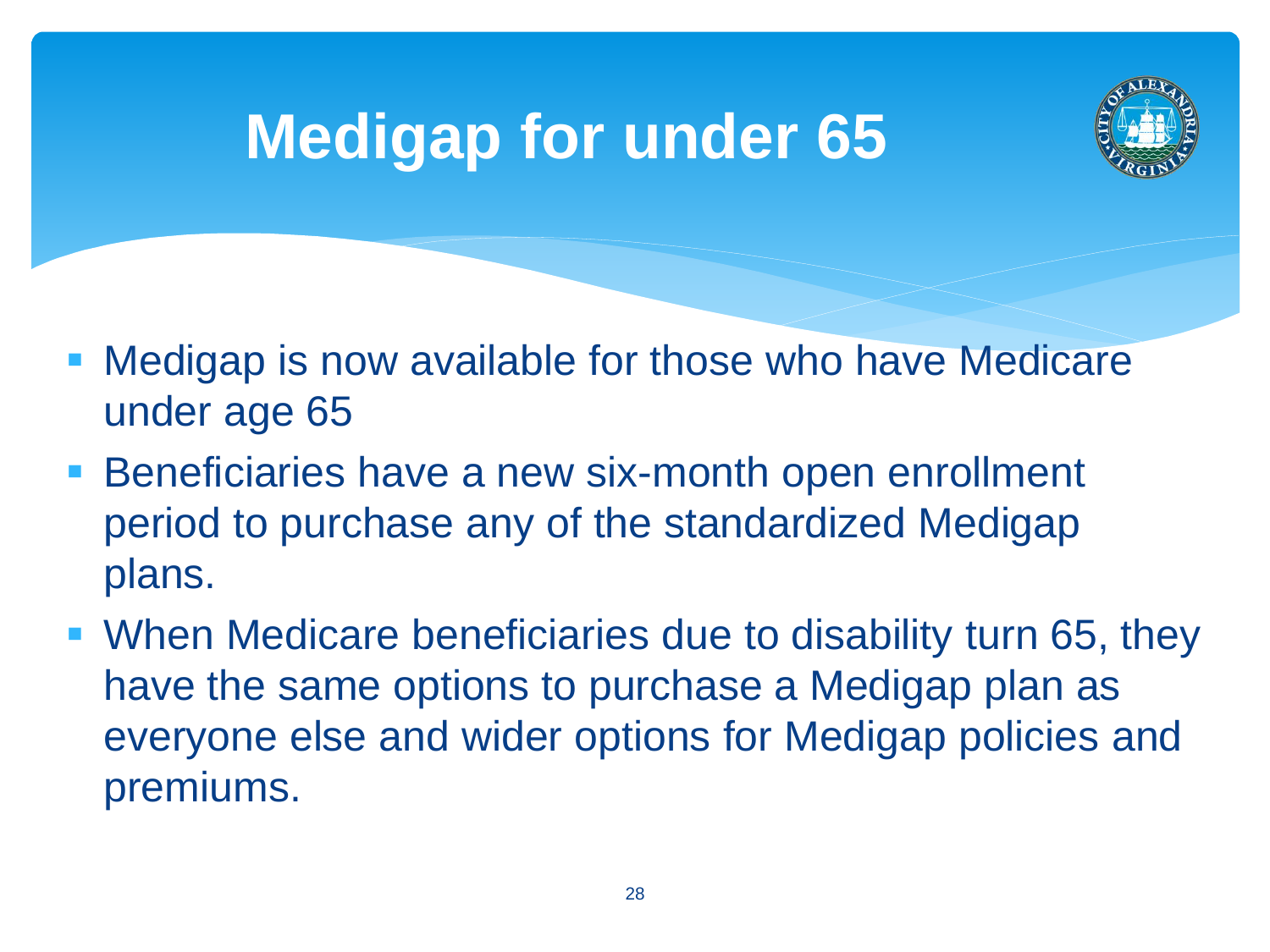# Medigap for under 65

- Medigap is now available for those who have Medicare under age 65
- Beneficiaries have a new six-month open enrollment period to purchase any of the standardized Medigap plans.
- When Medicare beneficiaries due to disability turn 65, they have the same options to purchase a Medigap plan as everyone else and wider options for Medigap policies and premiums.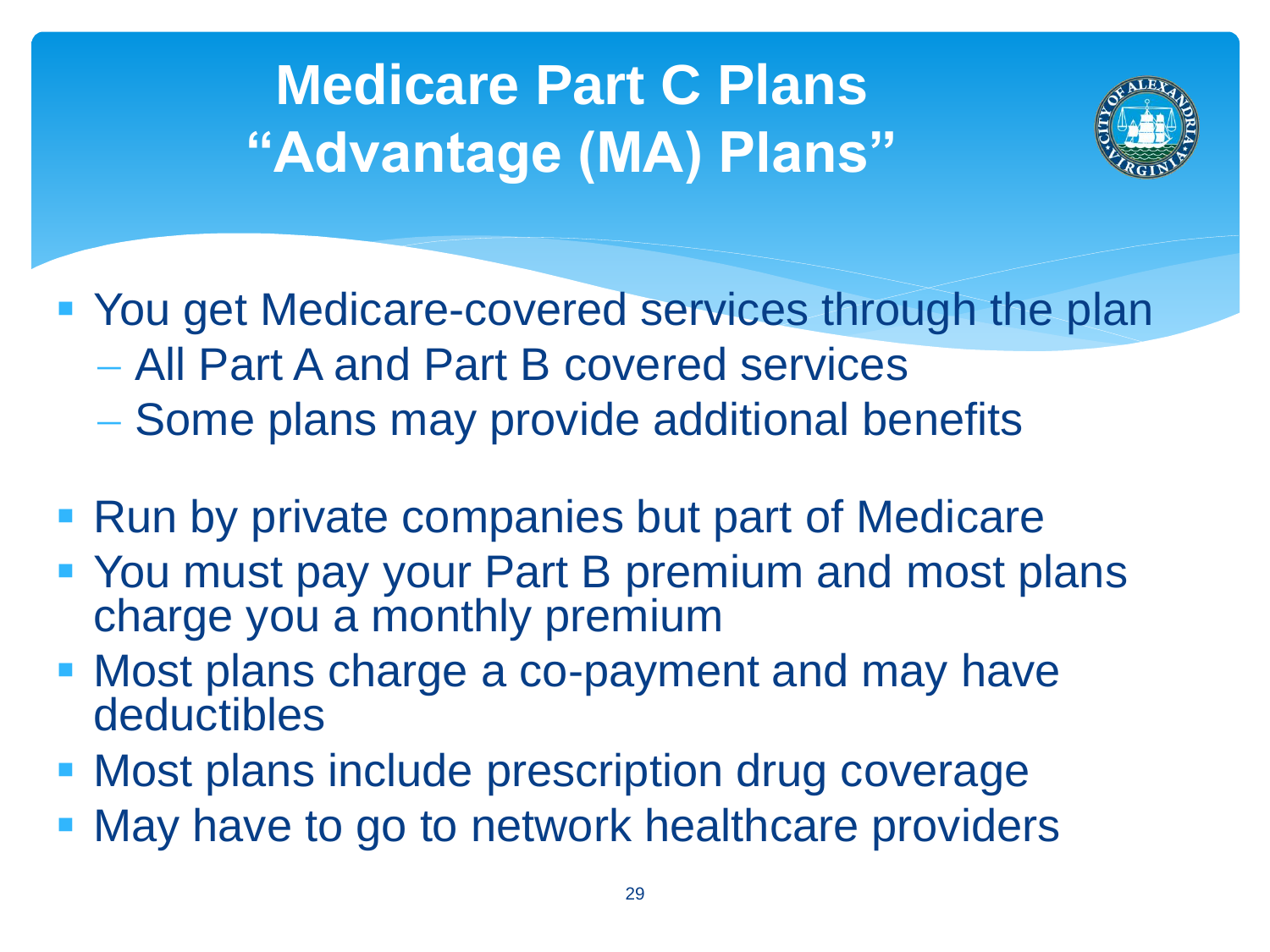# Medicare Part C Plans "Advantage (MA) Plans"

- You get Medicare-covered services through the plan
  - All Part A and Part B covered services
  - Some plans may provide additional benefits
- Run by private companies but part of Medicare
- You must pay your Part B premium and most plans charge you a monthly premium
- Most plans charge a co-payment and may have deductibles
- Most plans include prescription drug coverage
- May have to go to network healthcare providers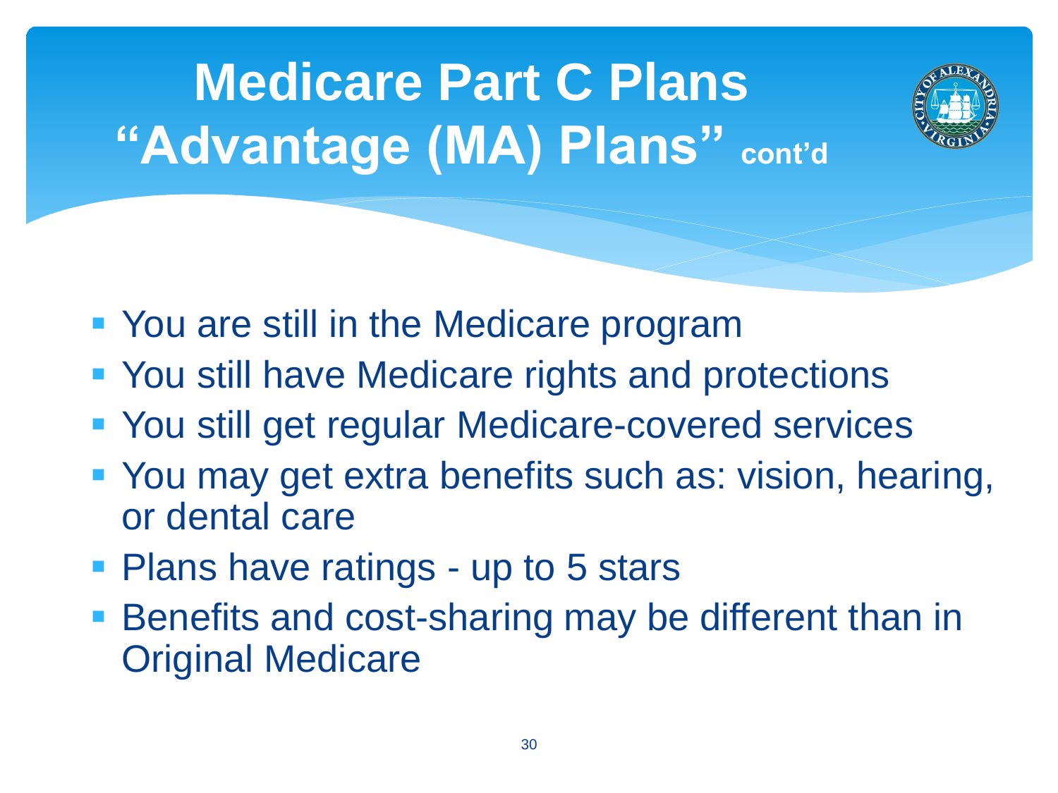# Medicare Part C Plans "Advantage (MA) Plans" cont'd

- You are still in the Medicare program
- You still have Medicare rights and protections
- You still get regular Medicare-covered services
- You may get extra benefits such as: vision, hearing, or dental care
- Plans have ratings - up to 5 stars
- Benefits and cost-sharing may be different than in Original Medicare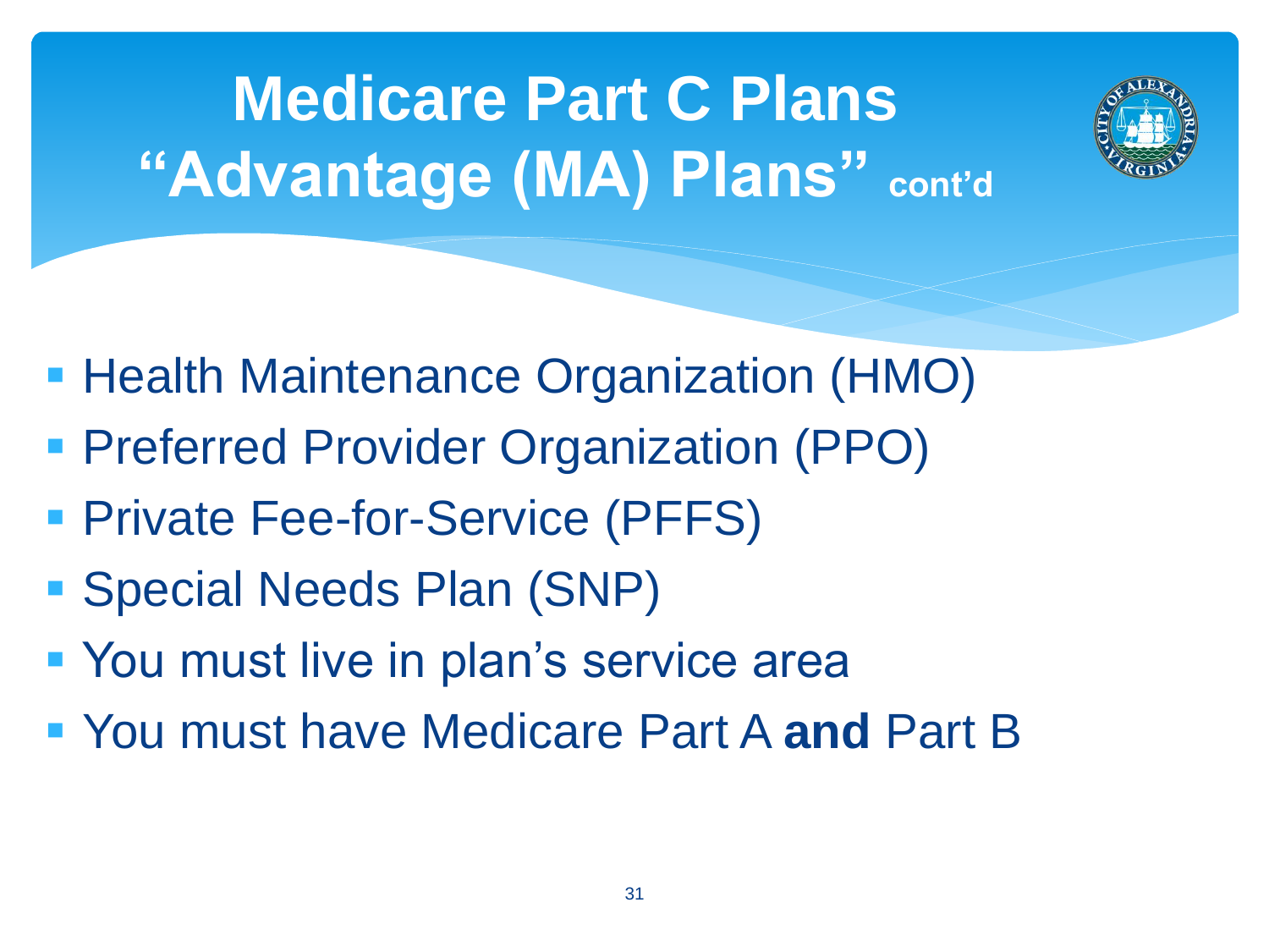# Medicare Part C Plans "Advantage (MA) Plans" cont'd

- Health Maintenance Organization (HMO)
- Preferred Provider Organization (PPO)
- Private Fee-for-Service (PFFS)
- Special Needs Plan (SNP)
- You must live in plan's service area
- You must have Medicare Part A **and** Part B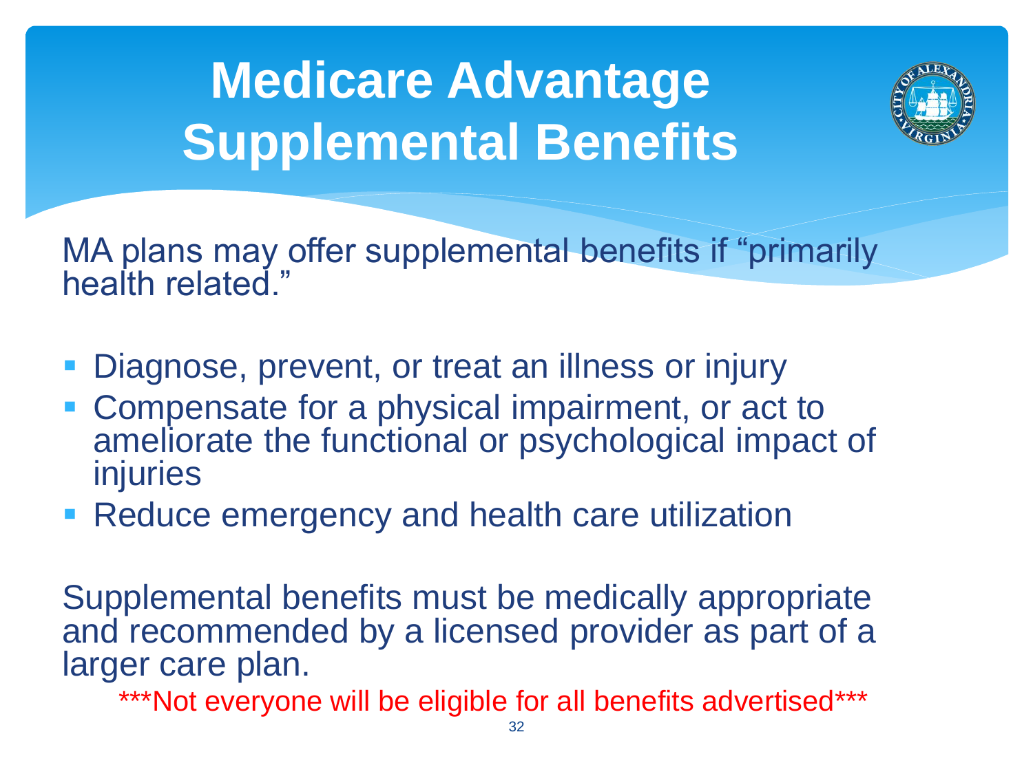# Medicare Advantage Supplemental Benefits

MA plans may offer supplemental benefits if "primarily health related."

- Diagnose, prevent, or treat an illness or injury
- Compensate for a physical impairment, or act to ameliorate the functional or psychological impact of injuries
- Reduce emergency and health care utilization

Supplemental benefits must be medically appropriate and recommended by a licensed provider as part of a larger care plan.

***Not everyone will be eligible for all benefits advertised***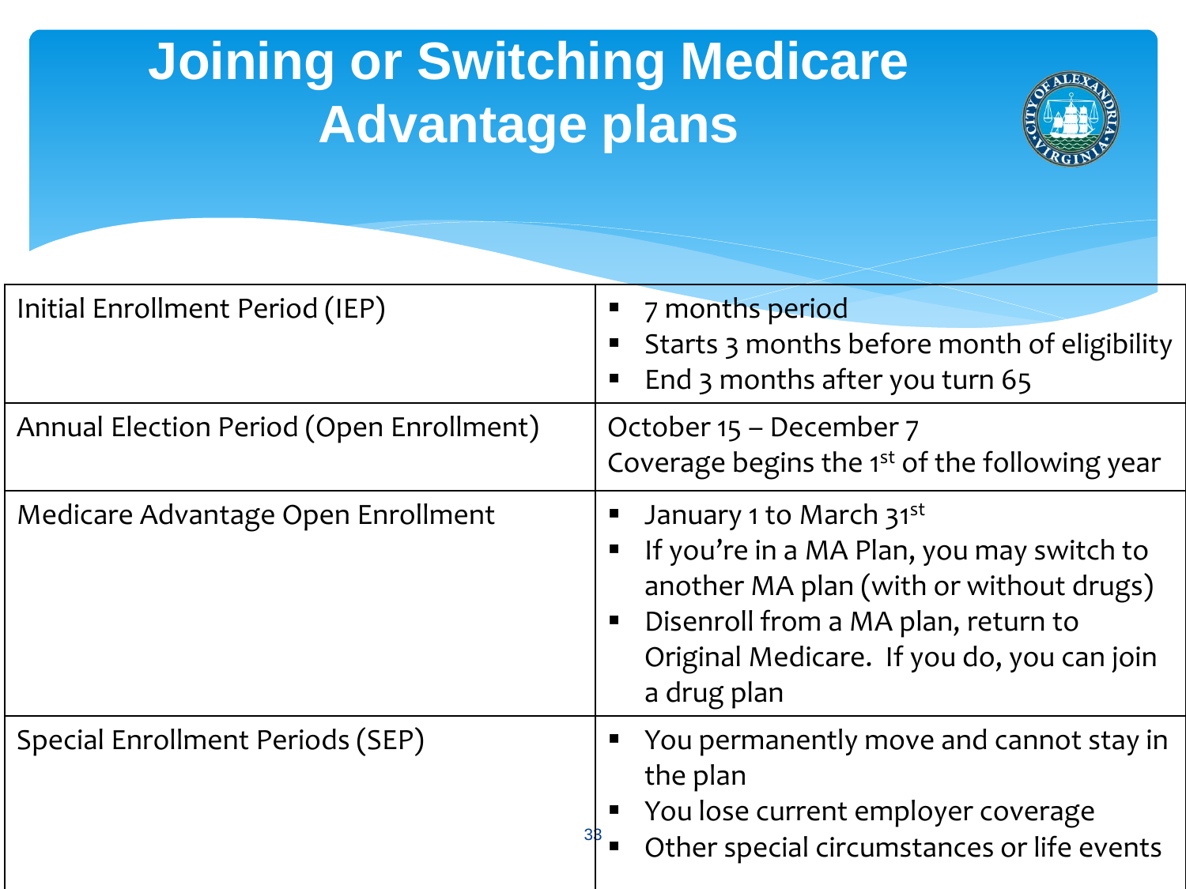# Joining or Switching Medicare Advantage plans

| | |
|---|---|
| Initial Enrollment Period (IEP) | ▪ 7 months period<br>▪ Starts 3 months before month of eligibility<br>▪ End 3 months after you turn 65 |
| Annual Election Period (Open Enrollment) | October 15 – December 7<br>Coverage begins the 1st of the following year |
| Medicare Advantage Open Enrollment | ▪ January 1 to March 31st<br>▪ If you're in a MA Plan, you may switch to another MA plan (with or without drugs)<br>▪ Disenroll from a MA plan, return to Original Medicare. If you do, you can join a drug plan |
| Special Enrollment Periods (SEP) | ▪ You permanently move and cannot stay in the plan<br>▪ You lose current employer coverage<br>▪ Other special circumstances or life events |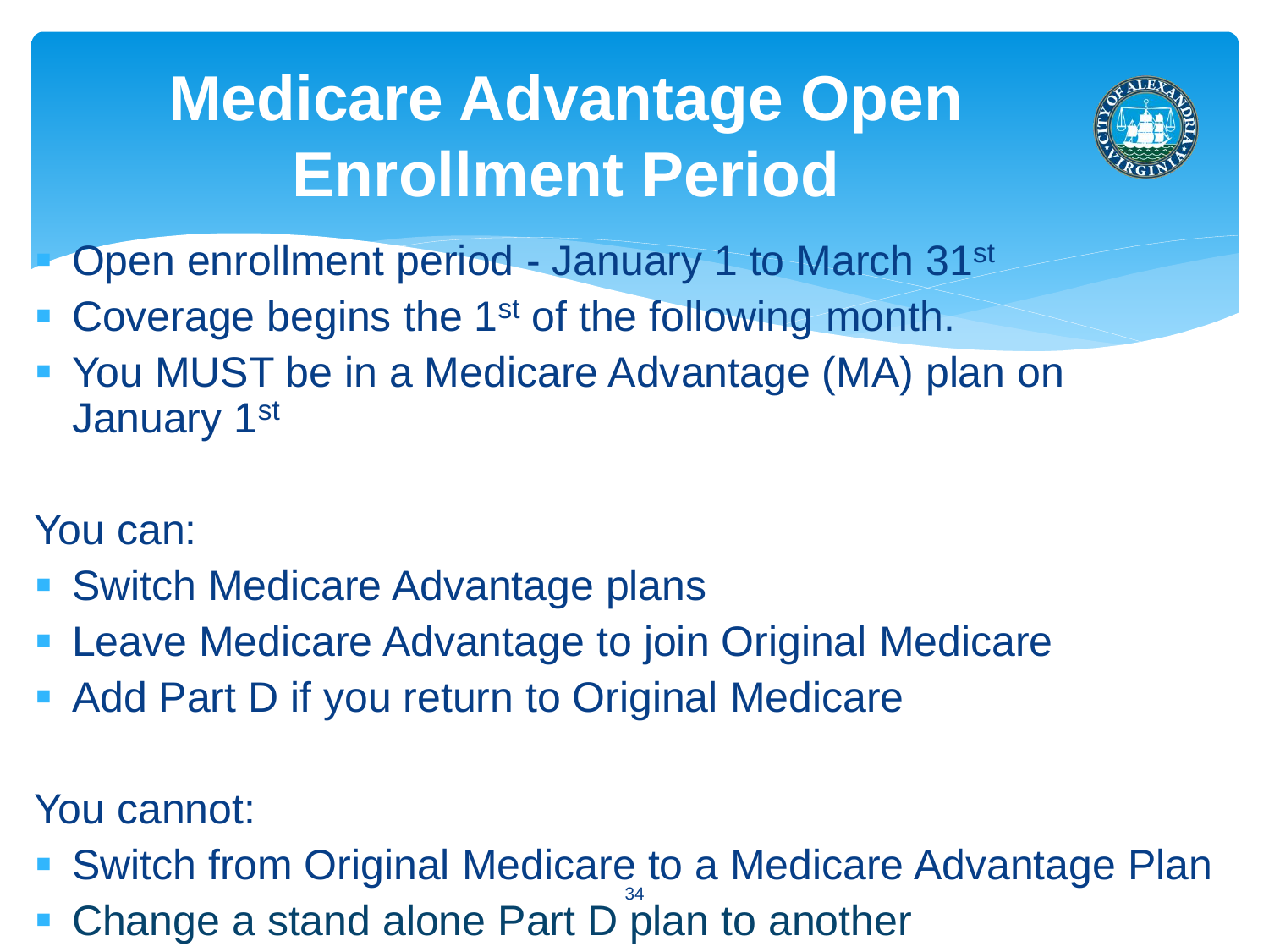# Medicare Advantage Open Enrollment Period

- Open enrollment period - January 1 to March 31st
- Coverage begins the 1st of the following month.
- You MUST be in a Medicare Advantage (MA) plan on January 1st

You can:

- Switch Medicare Advantage plans
- Leave Medicare Advantage to join Original Medicare
- Add Part D if you return to Original Medicare

You cannot:

- Switch from Original Medicare to a Medicare Advantage Plan
- Change a stand alone Part D plan to another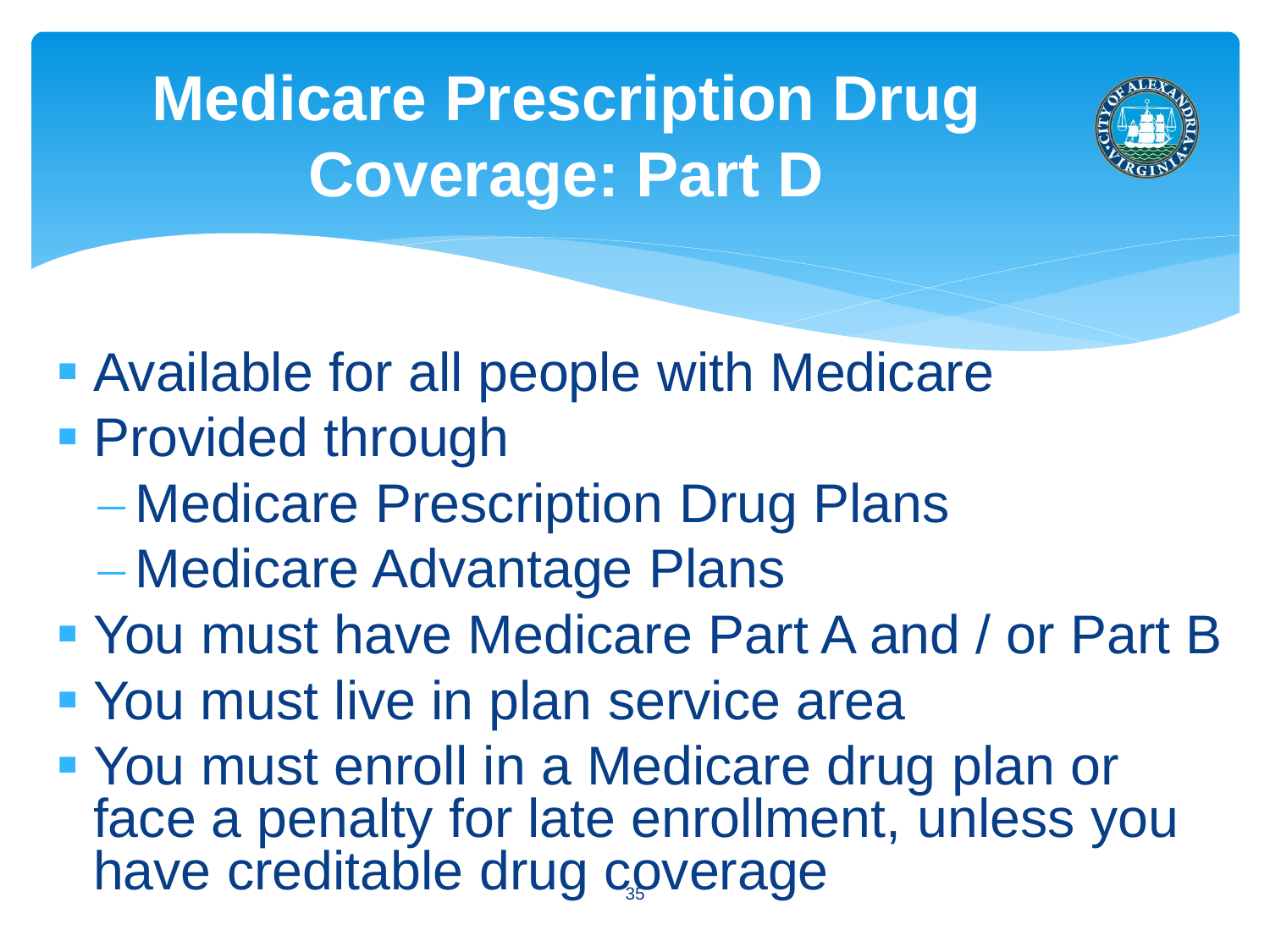# Medicare Prescription Drug Coverage: Part D

- Available for all people with Medicare
- Provided through
  - Medicare Prescription Drug Plans
  - Medicare Advantage Plans
- You must have Medicare Part A and / or Part B
- You must live in plan service area
- You must enroll in a Medicare drug plan or face a penalty for late enrollment, unless you have creditable drug coverage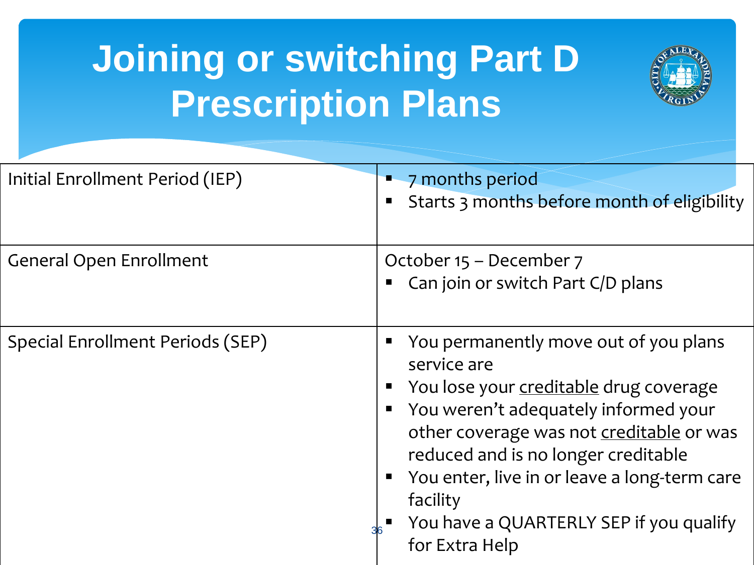# Joining or switching Part D Prescription Plans

| | |
|---|---|
| Initial Enrollment Period (IEP) | ▪ 7 months period<br>▪ Starts 3 months before month of eligibility |
| General Open Enrollment | October 15 – December 7<br>▪ Can join or switch Part C/D plans |
| Special Enrollment Periods (SEP) | ▪ You permanently move out of you plans service are<br>▪ You lose your creditable drug coverage<br>▪ You weren't adequately informed your other coverage was not creditable or was reduced and is no longer creditable<br>▪ You enter, live in or leave a long-term care facility<br>▪ You have a QUARTERLY SEP if you qualify for Extra Help |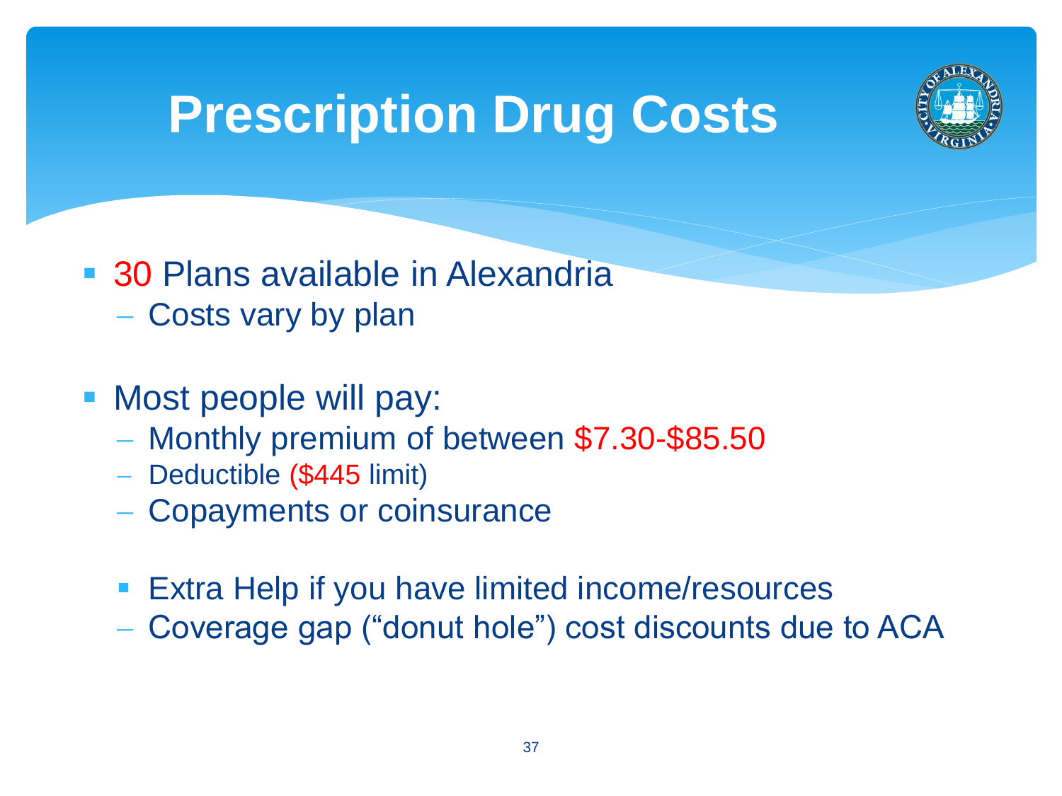# Prescription Drug Costs

- 30 Plans available in Alexandria
  - Costs vary by plan

- Most people will pay:
  - Monthly premium of between $7.30-$85.50
  - Deductible ($445 limit)
  - Copayments or coinsurance

- Extra Help if you have limited income/resources
  - Coverage gap (“donut hole”) cost discounts due to ACA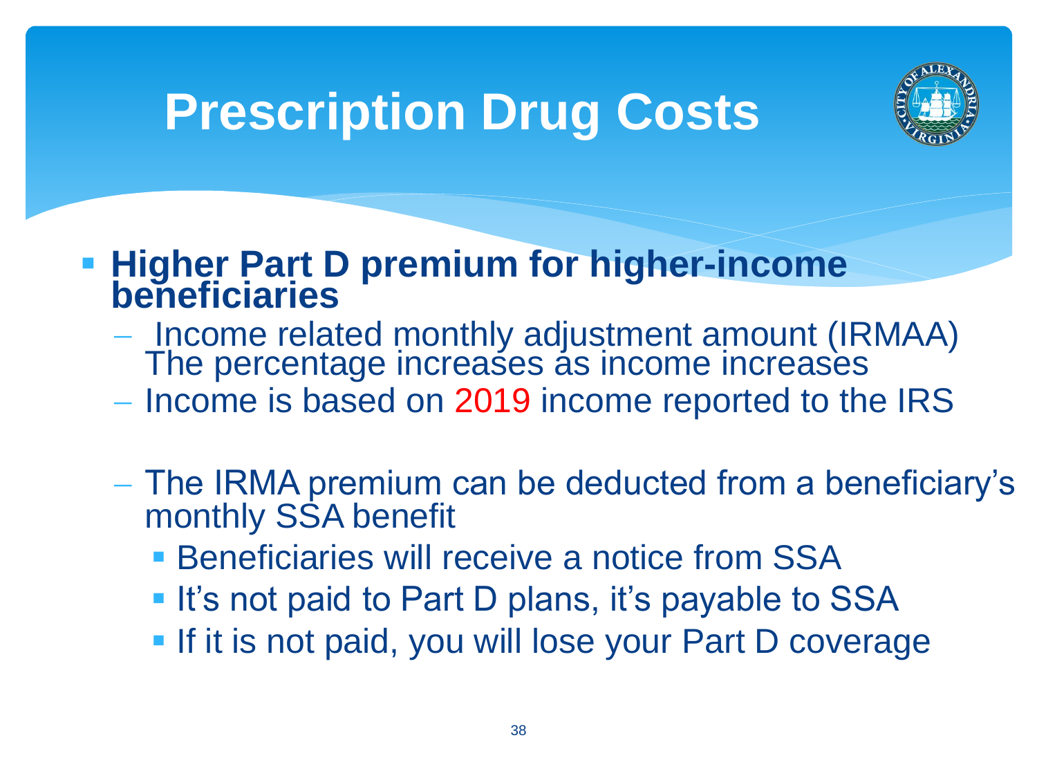# Prescription Drug Costs

- **Higher Part D premium for higher-income beneficiaries**
  - Income related monthly adjustment amount (IRMAA) The percentage increases as income increases
  - Income is based on 2019 income reported to the IRS
  - The IRMA premium can be deducted from a beneficiary's monthly SSA benefit
    - Beneficiaries will receive a notice from SSA
    - It's not paid to Part D plans, it's payable to SSA
    - If it is not paid, you will lose your Part D coverage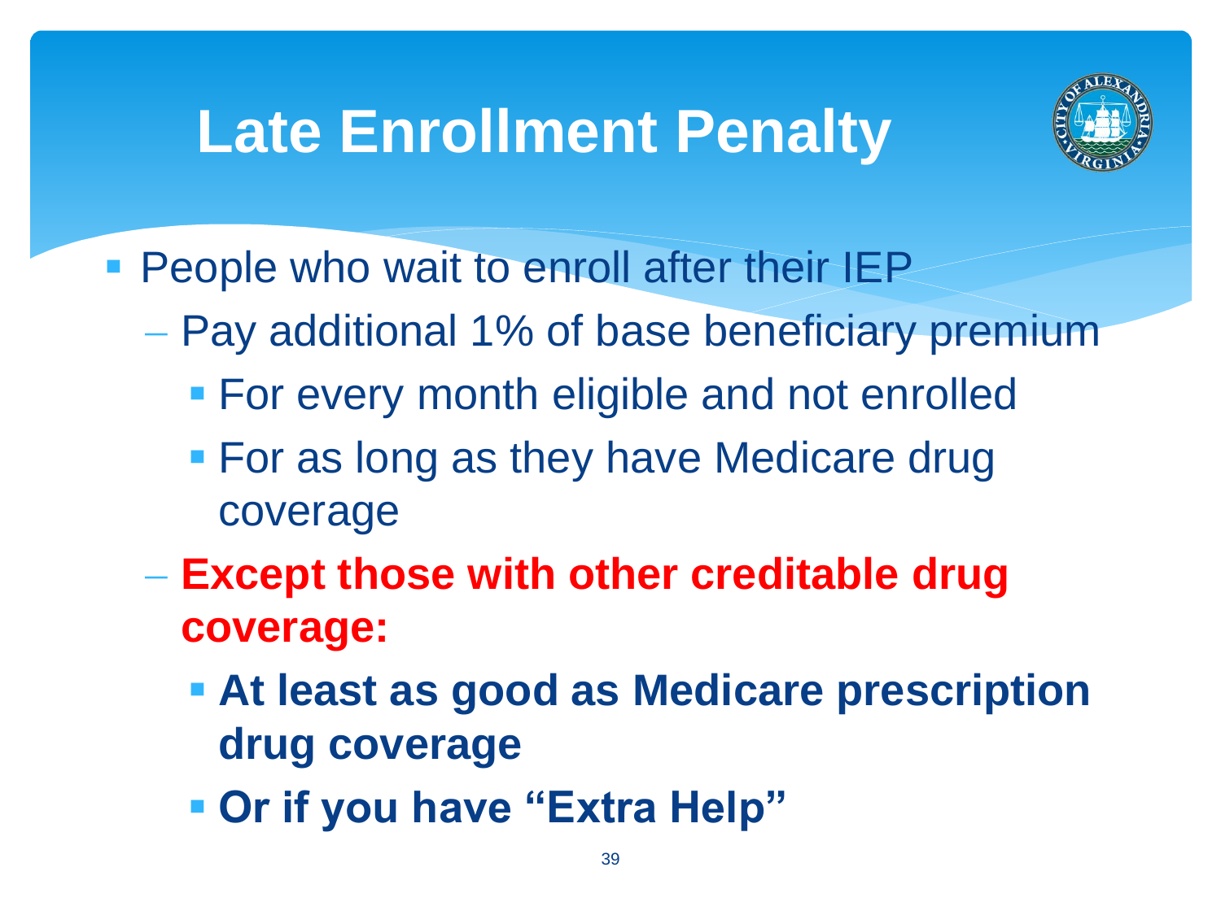# Late Enrollment Penalty

- People who wait to enroll after their IEP
  - Pay additional 1% of base beneficiary premium
    - For every month eligible and not enrolled
    - For as long as they have Medicare drug coverage
  - **Except those with other creditable drug coverage:**
    - **At least as good as Medicare prescription drug coverage**
    - **Or if you have "Extra Help"**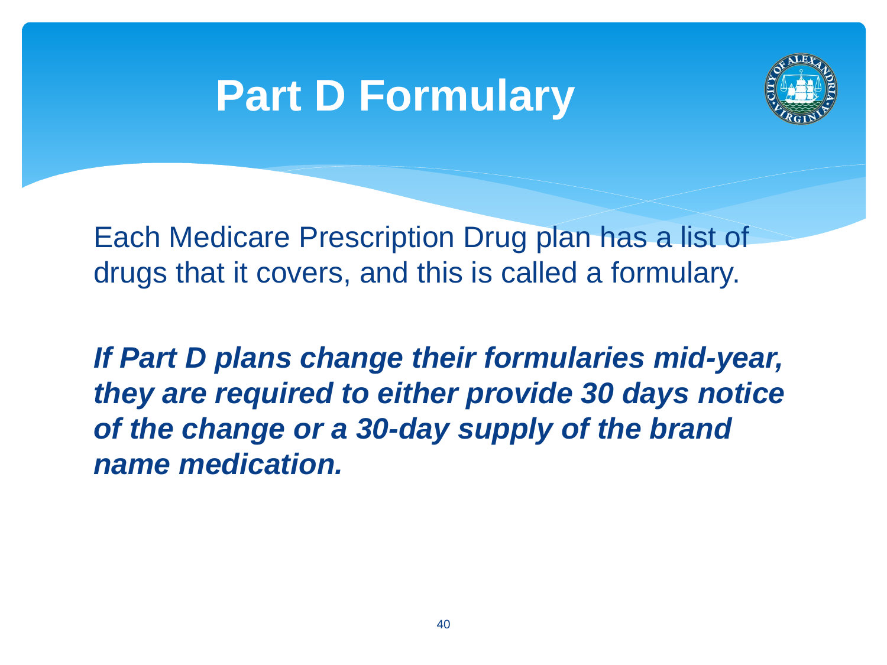# Part D Formulary

Each Medicare Prescription Drug plan has a list of drugs that it covers, and this is called a formulary.

***If Part D plans change their formularies mid-year, they are required to either provide 30 days notice of the change or a 30-day supply of the brand name medication.***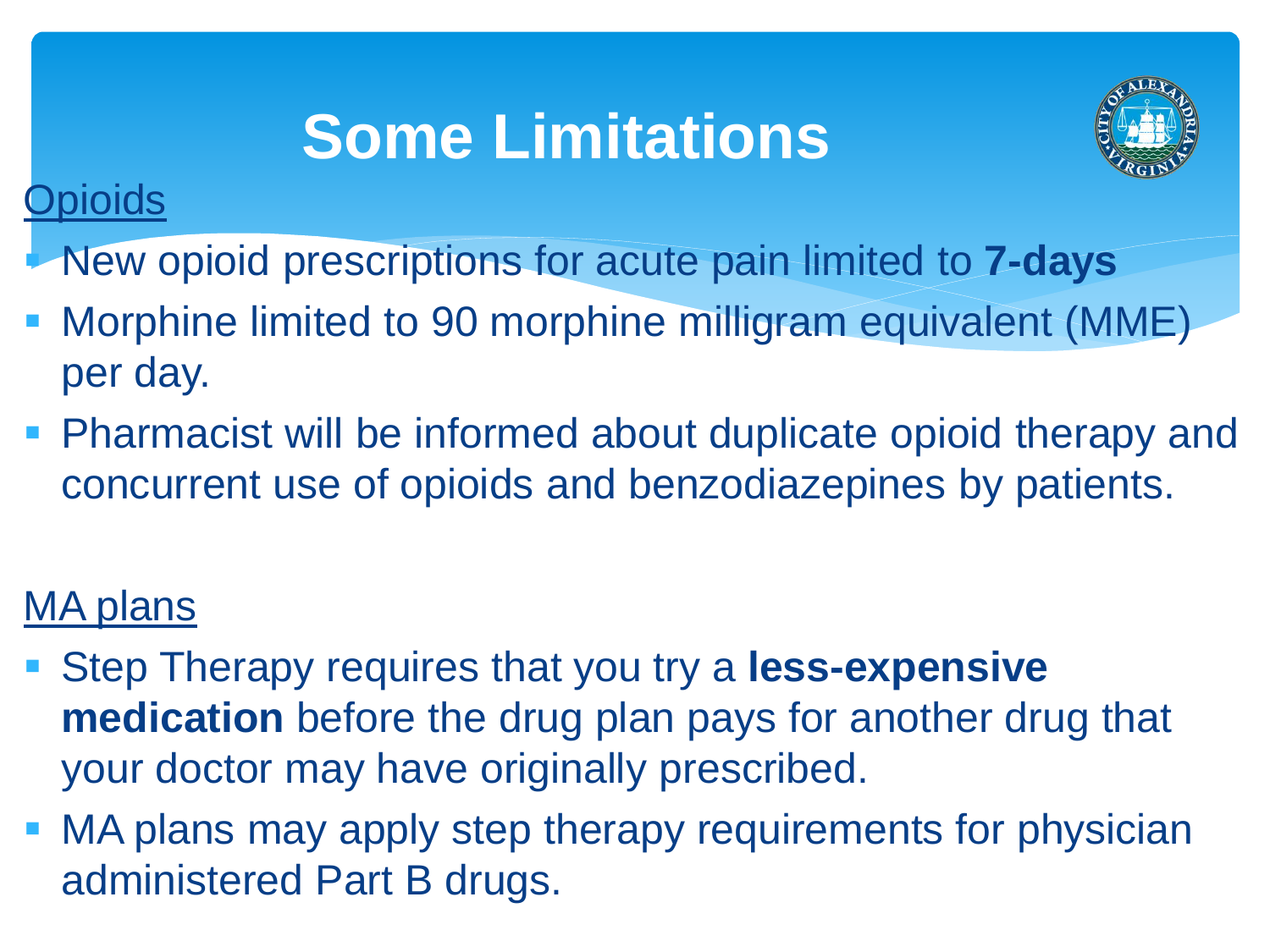# Some Limitations

Opioids

- New opioid prescriptions for acute pain limited to **7-days**
- Morphine limited to 90 morphine milligram equivalent (MME) per day.
- Pharmacist will be informed about duplicate opioid therapy and concurrent use of opioids and benzodiazepines by patients.

MA plans

- Step Therapy requires that you try a **less-expensive medication** before the drug plan pays for another drug that your doctor may have originally prescribed.
- MA plans may apply step therapy requirements for physician administered Part B drugs.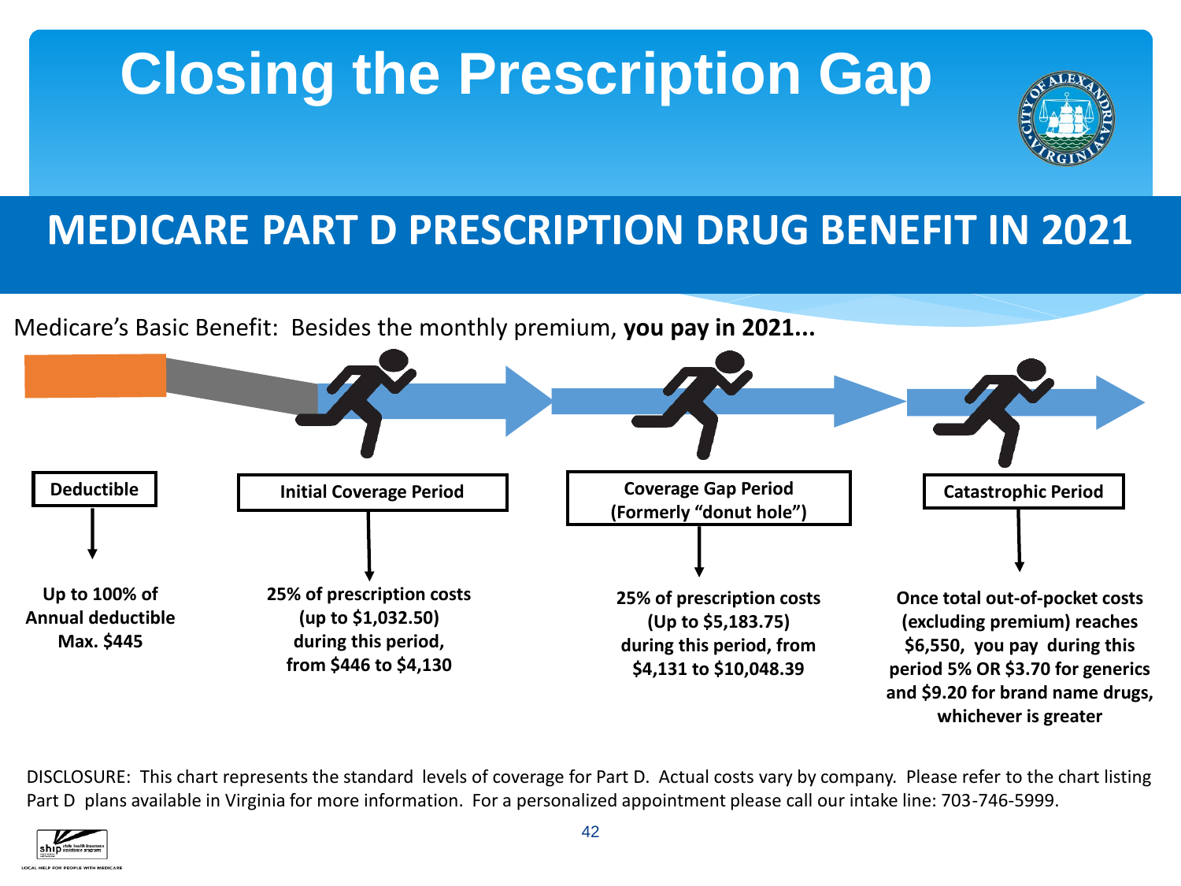# Closing the Prescription Gap

## MEDICARE PART D PRESCRIPTION DRUG BENEFIT IN 2021

Medicare's Basic Benefit: Besides the monthly premium, **you pay in 2021...**

| Deductible | Initial Coverage Period | Coverage Gap Period (Formerly "donut hole") | Catastrophic Period |
|---|---|---|---|
| **Up to 100% of Annual deductible Max. $445** | **25% of prescription costs (up to $1,032.50) during this period, from $446 to $4,130** | **25% of prescription costs (Up to $5,183.75) during this period, from $4,131 to $10,048.39** | **Once total out-of-pocket costs (excluding premium) reaches $6,550, you pay during this period 5% OR $3.70 for generics and $9.20 for brand name drugs, whichever is greater** |

DISCLOSURE: This chart represents the standard levels of coverage for Part D. Actual costs vary by company. Please refer to the chart listing Part D plans available in Virginia for more information. For a personalized appointment please call our intake line: 703-746-5999.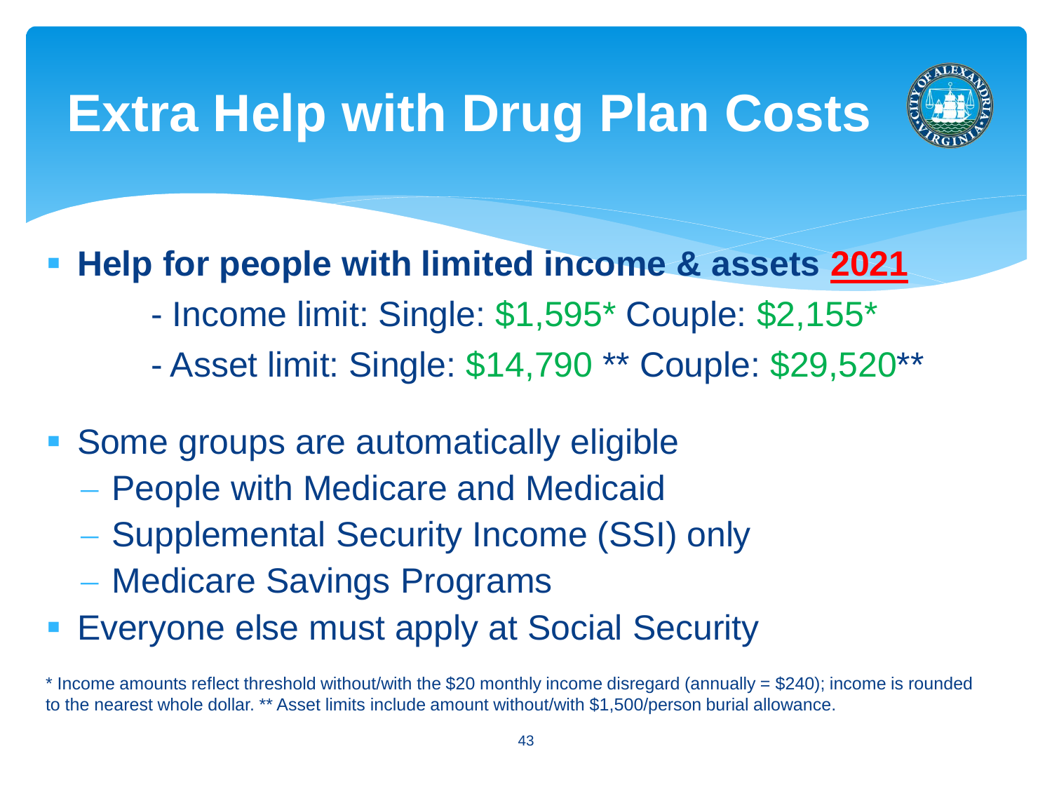# Extra Help with Drug Plan Costs

- **Help for people with limited income & assets 2021**
  - Income limit: Single: $1,595* Couple: $2,155*
  - Asset limit: Single: $14,790 ** Couple: $29,520**
- Some groups are automatically eligible
  - People with Medicare and Medicaid
  - Supplemental Security Income (SSI) only
  - Medicare Savings Programs
- Everyone else must apply at Social Security

\* Income amounts reflect threshold without/with the $20 monthly income disregard (annually = $240); income is rounded to the nearest whole dollar. ** Asset limits include amount without/with $1,500/person burial allowance.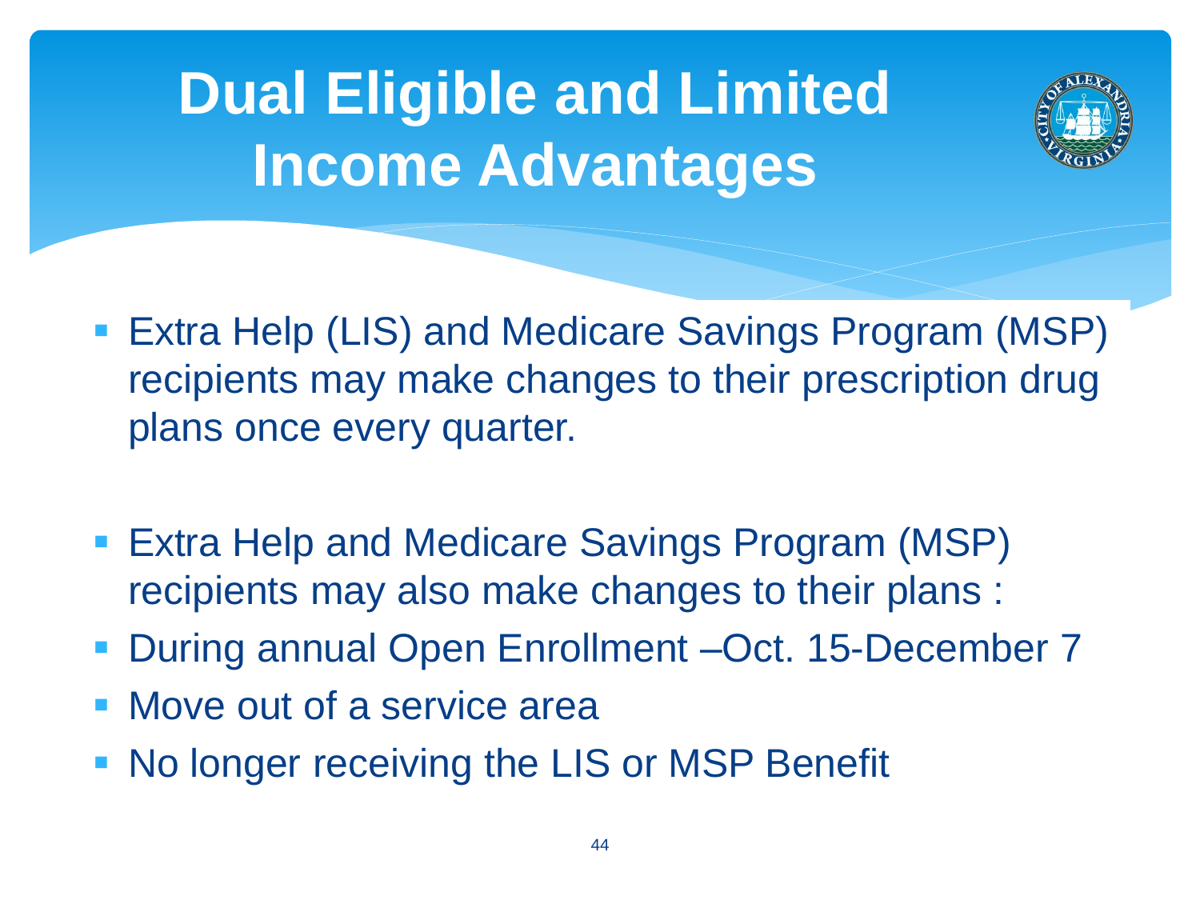# Dual Eligible and Limited Income Advantages

- Extra Help (LIS) and Medicare Savings Program (MSP) recipients may make changes to their prescription drug plans once every quarter.

- Extra Help and Medicare Savings Program (MSP) recipients may also make changes to their plans :
- During annual Open Enrollment –Oct. 15-December 7
- Move out of a service area
- No longer receiving the LIS or MSP Benefit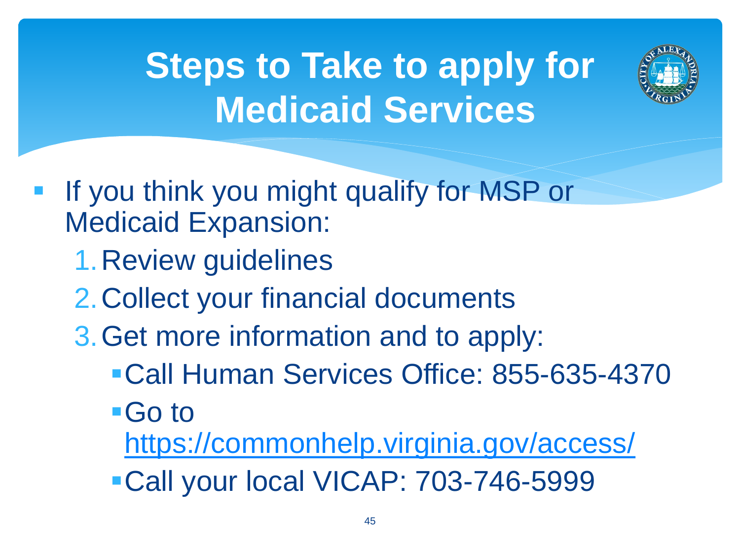# Steps to Take to apply for Medicaid Services

- If you think you might qualify for MSP or Medicaid Expansion:
  1. Review guidelines
  2. Collect your financial documents
  3. Get more information and to apply:
     - Call Human Services Office: 855-635-4370
     - Go to https://commonhelp.virginia.gov/access/
     - Call your local VICAP: 703-746-5999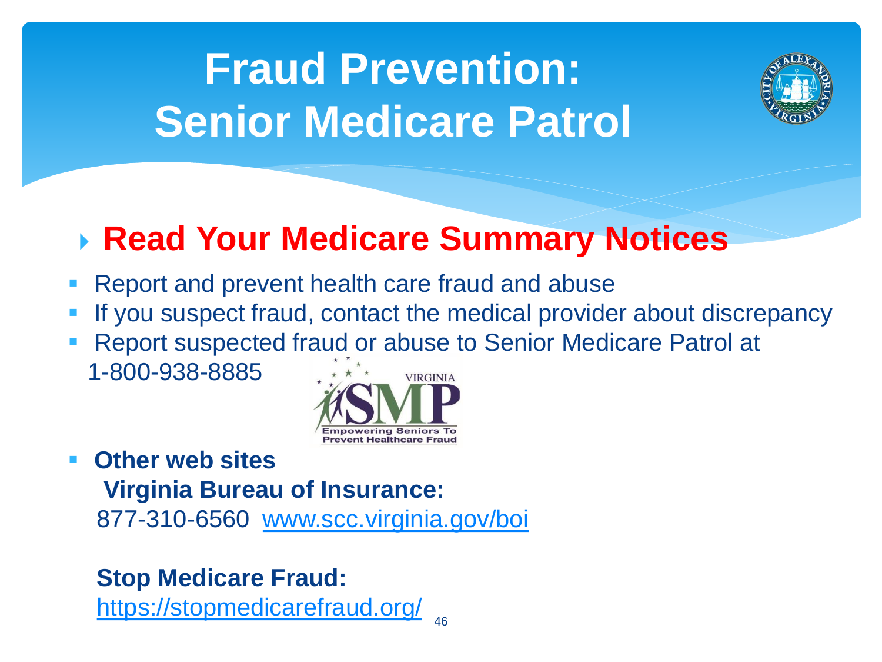# Fraud Prevention: Senior Medicare Patrol

## Read Your Medicare Summary Notices

- Report and prevent health care fraud and abuse
- If you suspect fraud, contact the medical provider about discrepancy
- Report suspected fraud or abuse to Senior Medicare Patrol at 1-800-938-8885
- **Other web sites**

  **Virginia Bureau of Insurance:**
  877-310-6560 [www.scc.virginia.gov/boi](www.scc.virginia.gov/boi)

  **Stop Medicare Fraud:**
  [https://stopmedicarefraud.org/](https://stopmedicarefraud.org/)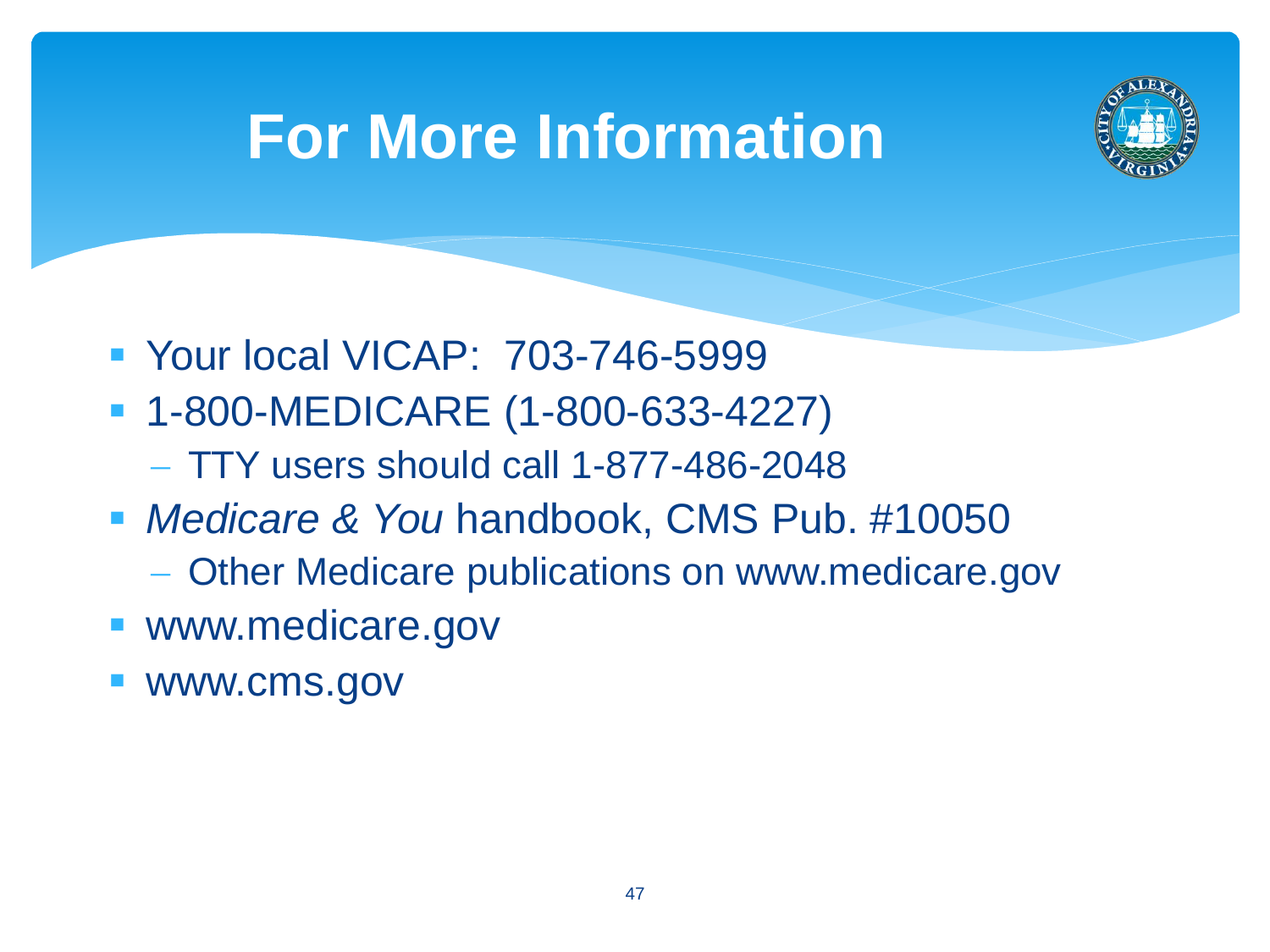# For More Information

- Your local VICAP: 703-746-5999
- 1-800-MEDICARE (1-800-633-4227)
  - TTY users should call 1-877-486-2048
- *Medicare & You* handbook, CMS Pub. #10050
  - Other Medicare publications on www.medicare.gov
- www.medicare.gov
- www.cms.gov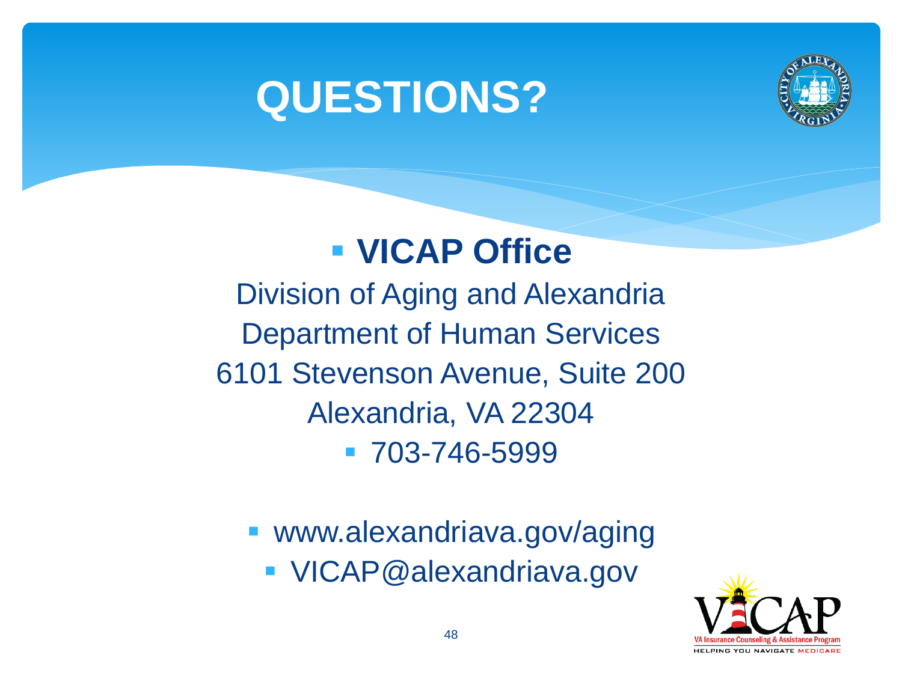# QUESTIONS?

- **VICAP Office**

Division of Aging and Alexandria Department of Human Services
6101 Stevenson Avenue, Suite 200
Alexandria, VA 22304

- 703-746-5999

- www.alexandriava.gov/aging
- VICAP@alexandriava.gov